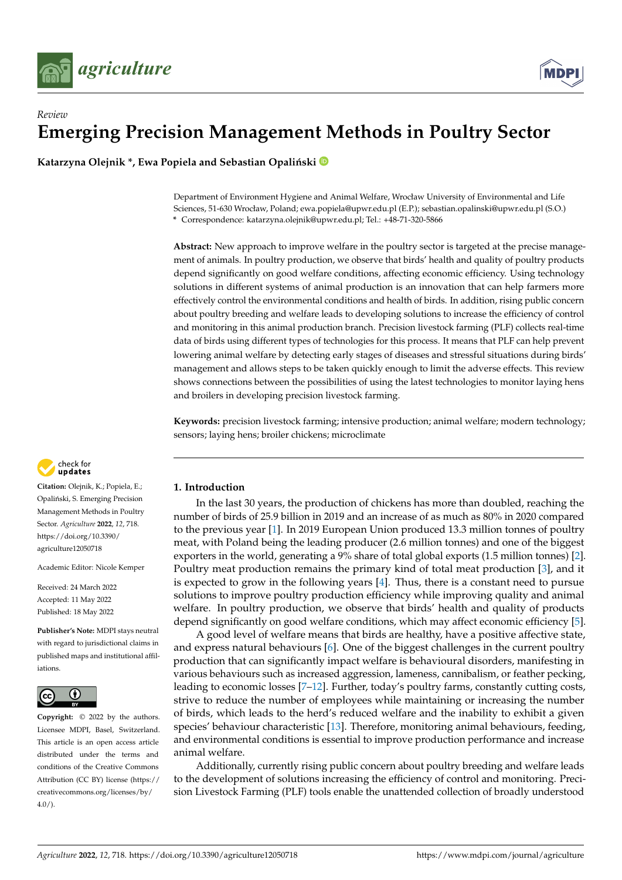*Review*

# Emerging Precision Management Methods in Poultry Sector

**Katarzyna Olejnik \*, Ewa Popiela and Sebastian Opaliński**

Department of Environment Hygiene and Animal Welfare, Wrocław University of Environmental and Life Sciences, 51-630 Wrocław, Poland; ewa.popiela@upwr.edu.pl (E.P.); sebastian.opalinski@upwr.edu.pl (S.O.)
\* Correspondence: katarzyna.olejnik@upwr.edu.pl; Tel.: +48-71-320-5866

**Abstract:** New approach to improve welfare in the poultry sector is targeted at the precise management of animals. In poultry production, we observe that birds' health and quality of poultry products depend significantly on good welfare conditions, affecting economic efficiency. Using technology solutions in different systems of animal production is an innovation that can help farmers more effectively control the environmental conditions and health of birds. In addition, rising public concern about poultry breeding and welfare leads to developing solutions to increase the efficiency of control and monitoring in this animal production branch. Precision livestock farming (PLF) collects real-time data of birds using different types of technologies for this process. It means that PLF can help prevent lowering animal welfare by detecting early stages of diseases and stressful situations during birds' management and allows steps to be taken quickly enough to limit the adverse effects. This review shows connections between the possibilities of using the latest technologies to monitor laying hens and broilers in developing precision livestock farming.

**Keywords:** precision livestock farming; intensive production; animal welfare; modern technology; sensors; laying hens; broiler chickens; microclimate

**Citation:** Olejnik, K.; Popiela, E.; Opaliński, S. Emerging Precision Management Methods in Poultry Sector. *Agriculture* **2022**, *12*, 718. https://doi.org/10.3390/agriculture12050718

Academic Editor: Nicole Kemper

Received: 24 March 2022
Accepted: 11 May 2022
Published: 18 May 2022

**Publisher's Note:** MDPI stays neutral with regard to jurisdictional claims in published maps and institutional affiliations.

**Copyright:** © 2022 by the authors. Licensee MDPI, Basel, Switzerland. This article is an open access article distributed under the terms and conditions of the Creative Commons Attribution (CC BY) license (https://creativecommons.org/licenses/by/4.0/).

## 1. Introduction

In the last 30 years, the production of chickens has more than doubled, reaching the number of birds of 25.9 billion in 2019 and an increase of as much as 80% in 2020 compared to the previous year [1]. In 2019 European Union produced 13.3 million tonnes of poultry meat, with Poland being the leading producer (2.6 million tonnes) and one of the biggest exporters in the world, generating a 9% share of total global exports (1.5 million tonnes) [2]. Poultry meat production remains the primary kind of total meat production [3], and it is expected to grow in the following years [4]. Thus, there is a constant need to pursue solutions to improve poultry production efficiency while improving quality and animal welfare. In poultry production, we observe that birds' health and quality of products depend significantly on good welfare conditions, which may affect economic efficiency [5].

A good level of welfare means that birds are healthy, have a positive affective state, and express natural behaviours [6]. One of the biggest challenges in the current poultry production that can significantly impact welfare is behavioural disorders, manifesting in various behaviours such as increased aggression, lameness, cannibalism, or feather pecking, leading to economic losses [7–12]. Further, today's poultry farms, constantly cutting costs, strive to reduce the number of employees while maintaining or increasing the number of birds, which leads to the herd's reduced welfare and the inability to exhibit a given species' behaviour characteristic [13]. Therefore, monitoring animal behaviours, feeding, and environmental conditions is essential to improve production performance and increase animal welfare.

Additionally, currently rising public concern about poultry breeding and welfare leads to the development of solutions increasing the efficiency of control and monitoring. Precision Livestock Farming (PLF) tools enable the unattended collection of broadly understood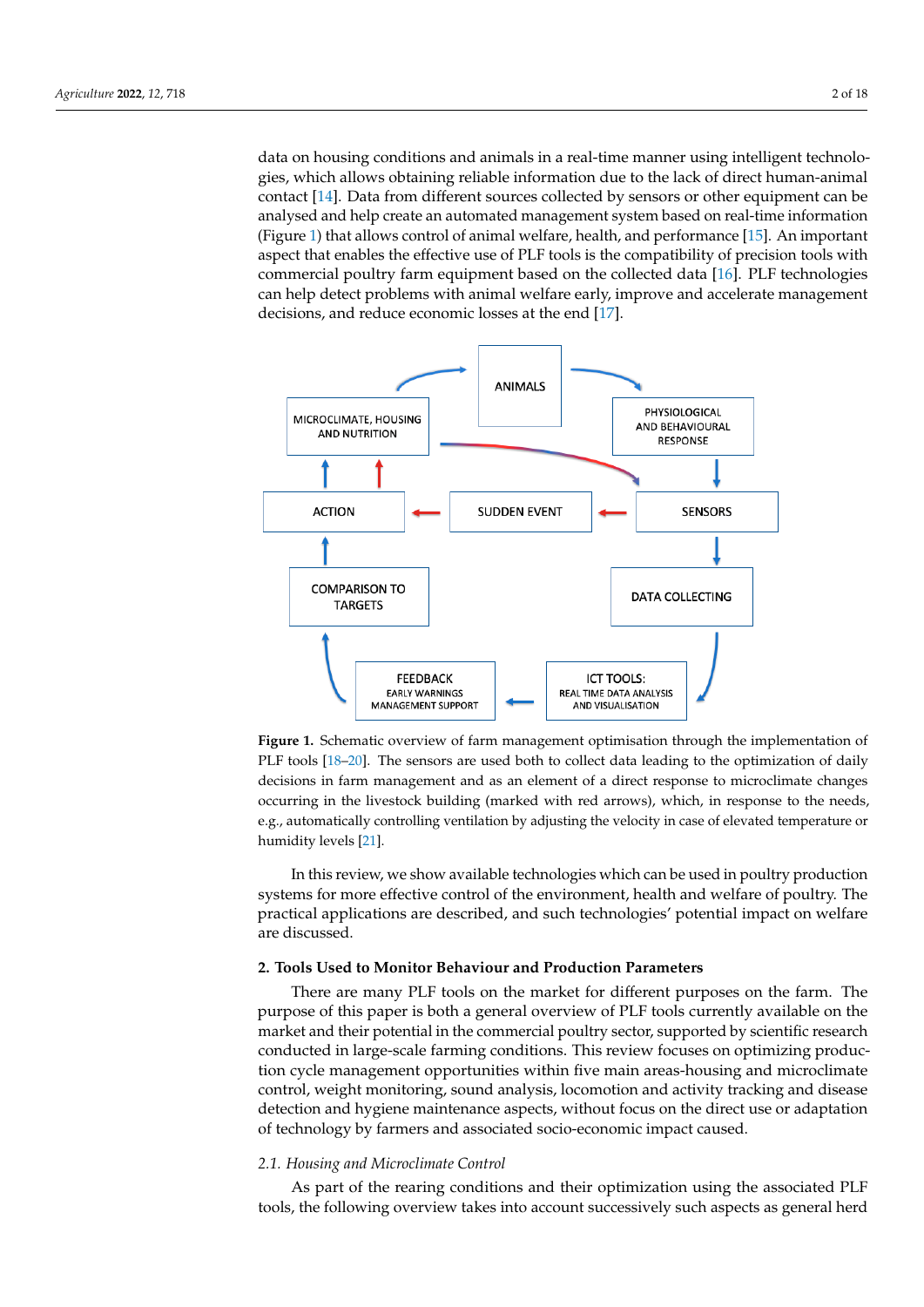data on housing conditions and animals in a real-time manner using intelligent technologies, which allows obtaining reliable information due to the lack of direct human-animal contact [14]. Data from different sources collected by sensors or other equipment can be analysed and help create an automated management system based on real-time information (Figure 1) that allows control of animal welfare, health, and performance [15]. An important aspect that enables the effective use of PLF tools is the compatibility of precision tools with commercial poultry farm equipment based on the collected data [16]. PLF technologies can help detect problems with animal welfare early, improve and accelerate management decisions, and reduce economic losses at the end [17].

**Figure 1.** Schematic overview of farm management optimisation through the implementation of PLF tools [18–20]. The sensors are used both to collect data leading to the optimization of daily decisions in farm management and as an element of a direct response to microclimate changes occurring in the livestock building (marked with red arrows), which, in response to the needs, e.g., automatically controlling ventilation by adjusting the velocity in case of elevated temperature or humidity levels [21].

In this review, we show available technologies which can be used in poultry production systems for more effective control of the environment, health and welfare of poultry. The practical applications are described, and such technologies' potential impact on welfare are discussed.

## 2. Tools Used to Monitor Behaviour and Production Parameters

There are many PLF tools on the market for different purposes on the farm. The purpose of this paper is both a general overview of PLF tools currently available on the market and their potential in the commercial poultry sector, supported by scientific research conducted in large-scale farming conditions. This review focuses on optimizing production cycle management opportunities within five main areas-housing and microclimate control, weight monitoring, sound analysis, locomotion and activity tracking and disease detection and hygiene maintenance aspects, without focus on the direct use or adaptation of technology by farmers and associated socio-economic impact caused.

### *2.1. Housing and Microclimate Control*

As part of the rearing conditions and their optimization using the associated PLF tools, the following overview takes into account successively such aspects as general herd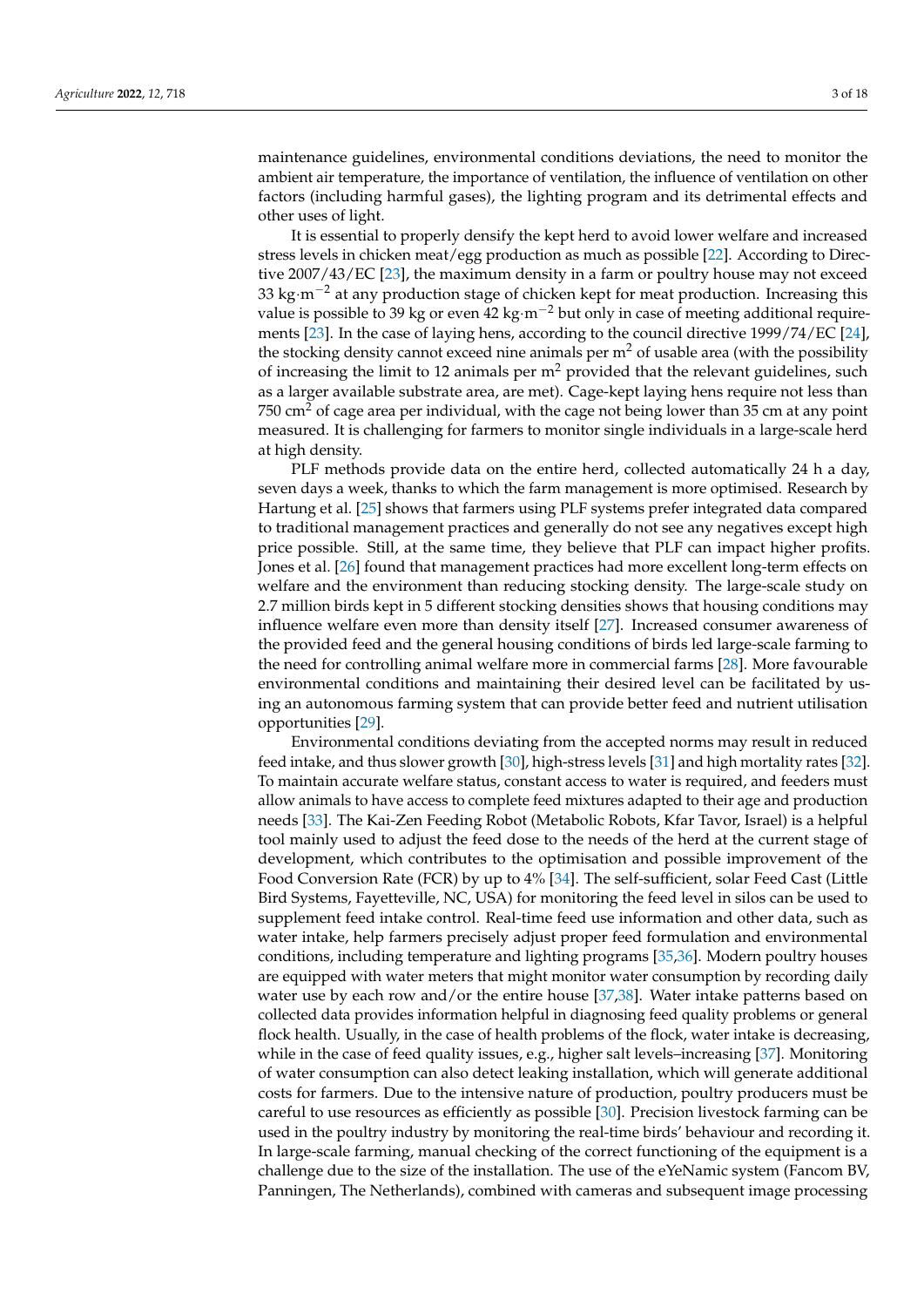maintenance guidelines, environmental conditions deviations, the need to monitor the ambient air temperature, the importance of ventilation, the influence of ventilation on other factors (including harmful gases), the lighting program and its detrimental effects and other uses of light.

It is essential to properly densify the kept herd to avoid lower welfare and increased stress levels in chicken meat/egg production as much as possible [22]. According to Directive 2007/43/EC [23], the maximum density in a farm or poultry house may not exceed 33 $kg \cdot m^{-2}$ at any production stage of chicken kept for meat production. Increasing this value is possible to 39 kg or even 42 $kg \cdot m^{-2}$ but only in case of meeting additional requirements [23]. In the case of laying hens, according to the council directive 1999/74/EC [24], the stocking density cannot exceed nine animals per $m^2$ of usable area (with the possibility of increasing the limit to 12 animals per $m^2$ provided that the relevant guidelines, such as a larger available substrate area, are met). Cage-kept laying hens require not less than 750 $cm^2$ of cage area per individual, with the cage not being lower than 35 cm at any point measured. It is challenging for farmers to monitor single individuals in a large-scale herd at high density.

PLF methods provide data on the entire herd, collected automatically 24 h a day, seven days a week, thanks to which the farm management is more optimised. Research by Hartung et al. [25] shows that farmers using PLF systems prefer integrated data compared to traditional management practices and generally do not see any negatives except high price possible. Still, at the same time, they believe that PLF can impact higher profits. Jones et al. [26] found that management practices had more excellent long-term effects on welfare and the environment than reducing stocking density. The large-scale study on 2.7 million birds kept in 5 different stocking densities shows that housing conditions may influence welfare even more than density itself [27]. Increased consumer awareness of the provided feed and the general housing conditions of birds led large-scale farming to the need for controlling animal welfare more in commercial farms [28]. More favourable environmental conditions and maintaining their desired level can be facilitated by using an autonomous farming system that can provide better feed and nutrient utilisation opportunities [29].

Environmental conditions deviating from the accepted norms may result in reduced feed intake, and thus slower growth [30], high-stress levels [31] and high mortality rates [32]. To maintain accurate welfare status, constant access to water is required, and feeders must allow animals to have access to complete feed mixtures adapted to their age and production needs [33]. The Kai-Zen Feeding Robot (Metabolic Robots, Kfar Tavor, Israel) is a helpful tool mainly used to adjust the feed dose to the needs of the herd at the current stage of development, which contributes to the optimisation and possible improvement of the Food Conversion Rate (FCR) by up to 4% [34]. The self-sufficient, solar Feed Cast (Little Bird Systems, Fayetteville, NC, USA) for monitoring the feed level in silos can be used to supplement feed intake control. Real-time feed use information and other data, such as water intake, help farmers precisely adjust proper feed formulation and environmental conditions, including temperature and lighting programs [35,36]. Modern poultry houses are equipped with water meters that might monitor water consumption by recording daily water use by each row and/or the entire house [37,38]. Water intake patterns based on collected data provides information helpful in diagnosing feed quality problems or general flock health. Usually, in the case of health problems of the flock, water intake is decreasing, while in the case of feed quality issues, e.g., higher salt levels–increasing [37]. Monitoring of water consumption can also detect leaking installation, which will generate additional costs for farmers. Due to the intensive nature of production, poultry producers must be careful to use resources as efficiently as possible [30]. Precision livestock farming can be used in the poultry industry by monitoring the real-time birds' behaviour and recording it. In large-scale farming, manual checking of the correct functioning of the equipment is a challenge due to the size of the installation. The use of the eYeNamic system (Fancom BV, Panningen, The Netherlands), combined with cameras and subsequent image processing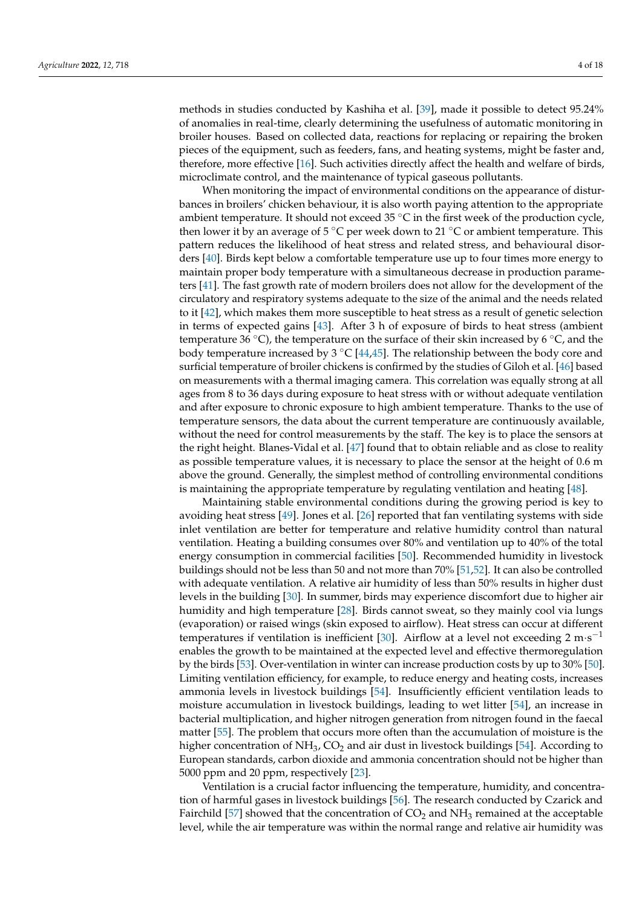methods in studies conducted by Kashiha et al. [39], made it possible to detect 95.24% of anomalies in real-time, clearly determining the usefulness of automatic monitoring in broiler houses. Based on collected data, reactions for replacing or repairing the broken pieces of the equipment, such as feeders, fans, and heating systems, might be faster and, therefore, more effective [16]. Such activities directly affect the health and welfare of birds, microclimate control, and the maintenance of typical gaseous pollutants.

When monitoring the impact of environmental conditions on the appearance of disturbances in broilers' chicken behaviour, it is also worth paying attention to the appropriate ambient temperature. It should not exceed 35 °C in the first week of the production cycle, then lower it by an average of 5 °C per week down to 21 °C or ambient temperature. This pattern reduces the likelihood of heat stress and related stress, and behavioural disorders [40]. Birds kept below a comfortable temperature use up to four times more energy to maintain proper body temperature with a simultaneous decrease in production parameters [41]. The fast growth rate of modern broilers does not allow for the development of the circulatory and respiratory systems adequate to the size of the animal and the needs related to it [42], which makes them more susceptible to heat stress as a result of genetic selection in terms of expected gains [43]. After 3 h of exposure of birds to heat stress (ambient temperature 36 °C), the temperature on the surface of their skin increased by 6 °C, and the body temperature increased by 3 °C [44,45]. The relationship between the body core and surficial temperature of broiler chickens is confirmed by the studies of Giloh et al. [46] based on measurements with a thermal imaging camera. This correlation was equally strong at all ages from 8 to 36 days during exposure to heat stress with or without adequate ventilation and after exposure to chronic exposure to high ambient temperature. Thanks to the use of temperature sensors, the data about the current temperature are continuously available, without the need for control measurements by the staff. The key is to place the sensors at the right height. Blanes-Vidal et al. [47] found that to obtain reliable and as close to reality as possible temperature values, it is necessary to place the sensor at the height of 0.6 m above the ground. Generally, the simplest method of controlling environmental conditions is maintaining the appropriate temperature by regulating ventilation and heating [48].

Maintaining stable environmental conditions during the growing period is key to avoiding heat stress [49]. Jones et al. [26] reported that fan ventilating systems with side inlet ventilation are better for temperature and relative humidity control than natural ventilation. Heating a building consumes over 80% and ventilation up to 40% of the total energy consumption in commercial facilities [50]. Recommended humidity in livestock buildings should not be less than 50 and not more than 70% [51,52]. It can also be controlled with adequate ventilation. A relative air humidity of less than 50% results in higher dust levels in the building [30]. In summer, birds may experience discomfort due to higher air humidity and high temperature [28]. Birds cannot sweat, so they mainly cool via lungs (evaporation) or raised wings (skin exposed to airflow). Heat stress can occur at different temperatures if ventilation is inefficient [30]. Airflow at a level not exceeding 2 $m \cdot s^{-1}$ enables the growth to be maintained at the expected level and effective thermoregulation by the birds [53]. Over-ventilation in winter can increase production costs by up to 30% [50]. Limiting ventilation efficiency, for example, to reduce energy and heating costs, increases ammonia levels in livestock buildings [54]. Insufficiently efficient ventilation leads to moisture accumulation in livestock buildings, leading to wet litter [54], an increase in bacterial multiplication, and higher nitrogen generation from nitrogen found in the faecal matter [55]. The problem that occurs more often than the accumulation of moisture is the higher concentration of $NH_3$, $CO_2$ and air dust in livestock buildings [54]. According to European standards, carbon dioxide and ammonia concentration should not be higher than 5000 ppm and 20 ppm, respectively [23].

Ventilation is a crucial factor influencing the temperature, humidity, and concentration of harmful gases in livestock buildings [56]. The research conducted by Czarick and Fairchild [57] showed that the concentration of $CO_2$ and $NH_3$ remained at the acceptable level, while the air temperature was within the normal range and relative air humidity was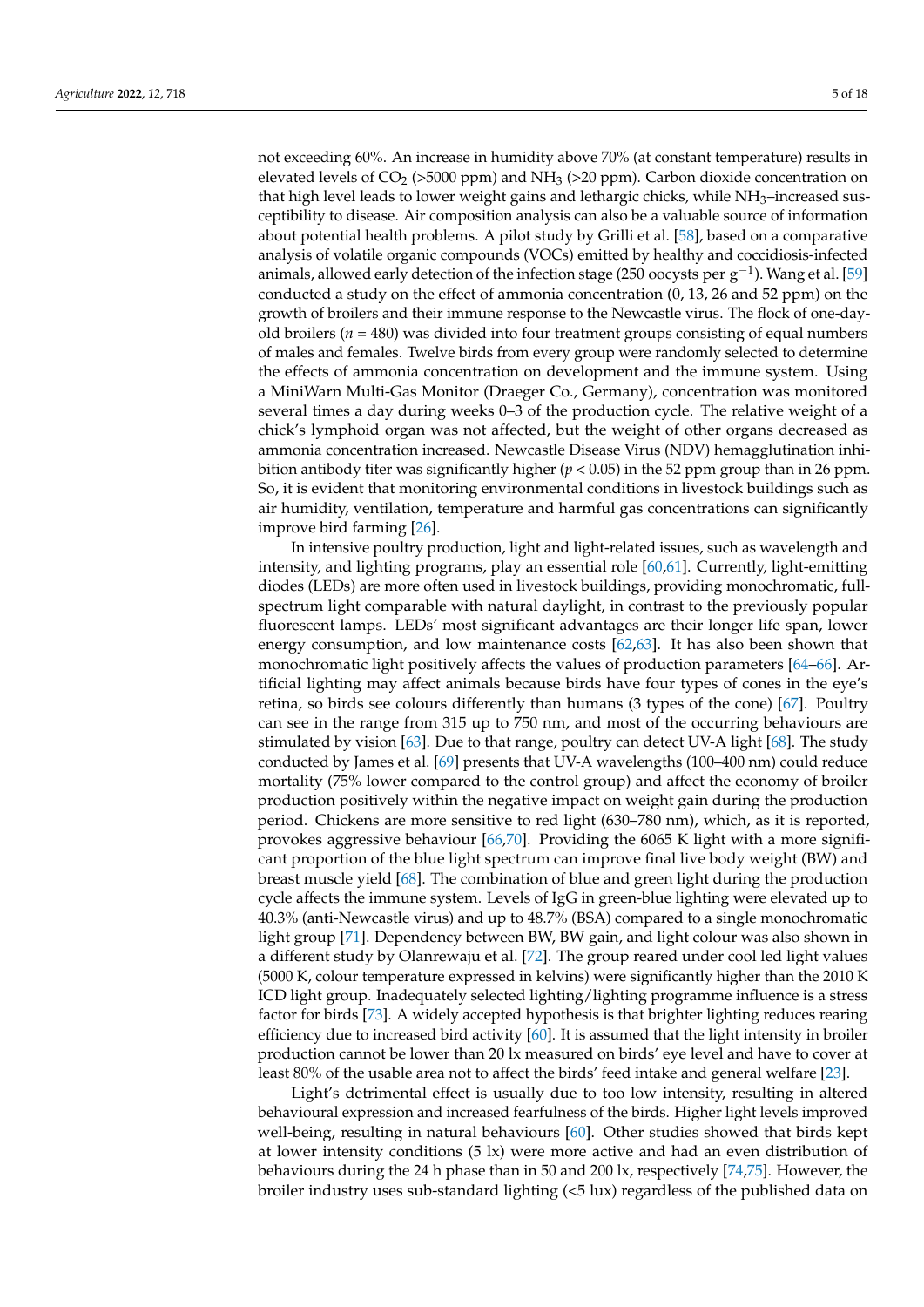not exceeding 60%. An increase in humidity above 70% (at constant temperature) results in elevated levels of $CO_2$ (>5000 ppm) and $NH_3$ (>20 ppm). Carbon dioxide concentration on that high level leads to lower weight gains and lethargic chicks, while $NH_3$–increased susceptibility to disease. Air composition analysis can also be a valuable source of information about potential health problems. A pilot study by Grilli et al. [58], based on a comparative analysis of volatile organic compounds (VOCs) emitted by healthy and coccidiosis-infected animals, allowed early detection of the infection stage (250 oocysts per $g^{-1}$). Wang et al. [59] conducted a study on the effect of ammonia concentration (0, 13, 26 and 52 ppm) on the growth of broilers and their immune response to the Newcastle virus. The flock of one-day-old broilers ($n = 480$) was divided into four treatment groups consisting of equal numbers of males and females. Twelve birds from every group were randomly selected to determine the effects of ammonia concentration on development and the immune system. Using a MiniWarn Multi-Gas Monitor (Draeger Co., Germany), concentration was monitored several times a day during weeks 0–3 of the production cycle. The relative weight of a chick's lymphoid organ was not affected, but the weight of other organs decreased as ammonia concentration increased. Newcastle Disease Virus (NDV) hemagglutination inhibition antibody titer was significantly higher ($p < 0.05$) in the 52 ppm group than in 26 ppm. So, it is evident that monitoring environmental conditions in livestock buildings such as air humidity, ventilation, temperature and harmful gas concentrations can significantly improve bird farming [26].

In intensive poultry production, light and light-related issues, such as wavelength and intensity, and lighting programs, play an essential role [60,61]. Currently, light-emitting diodes (LEDs) are more often used in livestock buildings, providing monochromatic, full-spectrum light comparable with natural daylight, in contrast to the previously popular fluorescent lamps. LEDs' most significant advantages are their longer life span, lower energy consumption, and low maintenance costs [62,63]. It has also been shown that monochromatic light positively affects the values of production parameters [64–66]. Artificial lighting may affect animals because birds have four types of cones in the eye's retina, so birds see colours differently than humans (3 types of the cone) [67]. Poultry can see in the range from 315 up to 750 nm, and most of the occurring behaviours are stimulated by vision [63]. Due to that range, poultry can detect UV-A light [68]. The study conducted by James et al. [69] presents that UV-A wavelengths (100–400 nm) could reduce mortality (75% lower compared to the control group) and affect the economy of broiler production positively within the negative impact on weight gain during the production period. Chickens are more sensitive to red light (630–780 nm), which, as it is reported, provokes aggressive behaviour [66,70]. Providing the 6065 K light with a more significant proportion of the blue light spectrum can improve final live body weight (BW) and breast muscle yield [68]. The combination of blue and green light during the production cycle affects the immune system. Levels of IgG in green-blue lighting were elevated up to 40.3% (anti-Newcastle virus) and up to 48.7% (BSA) compared to a single monochromatic light group [71]. Dependency between BW, BW gain, and light colour was also shown in a different study by Olanrewaju et al. [72]. The group reared under cool led light values (5000 K, colour temperature expressed in kelvins) were significantly higher than the 2010 K ICD light group. Inadequately selected lighting/lighting programme influence is a stress factor for birds [73]. A widely accepted hypothesis is that brighter lighting reduces rearing efficiency due to increased bird activity [60]. It is assumed that the light intensity in broiler production cannot be lower than 20 lx measured on birds' eye level and have to cover at least 80% of the usable area not to affect the birds' feed intake and general welfare [23].

Light's detrimental effect is usually due to too low intensity, resulting in altered behavioural expression and increased fearfulness of the birds. Higher light levels improved well-being, resulting in natural behaviours [60]. Other studies showed that birds kept at lower intensity conditions (5 lx) were more active and had an even distribution of behaviours during the 24 h phase than in 50 and 200 lx, respectively [74,75]. However, the broiler industry uses sub-standard lighting (<5 lux) regardless of the published data on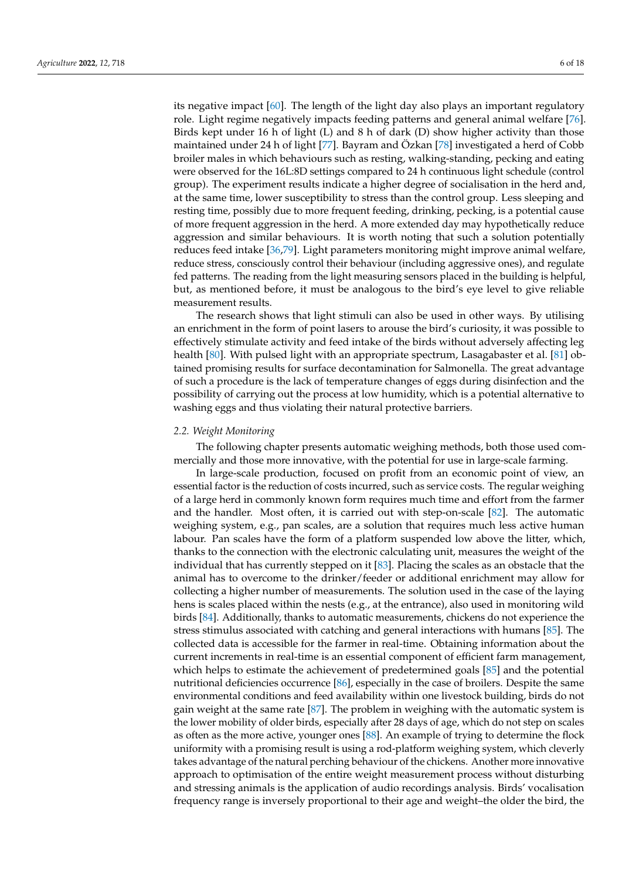its negative impact [60]. The length of the light day also plays an important regulatory role. Light regime negatively impacts feeding patterns and general animal welfare [76]. Birds kept under 16 h of light (L) and 8 h of dark (D) show higher activity than those maintained under 24 h of light [77]. Bayram and Özkan [78] investigated a herd of Cobb broiler males in which behaviours such as resting, walking-standing, pecking and eating were observed for the 16L:8D settings compared to 24 h continuous light schedule (control group). The experiment results indicate a higher degree of socialisation in the herd and, at the same time, lower susceptibility to stress than the control group. Less sleeping and resting time, possibly due to more frequent feeding, drinking, pecking, is a potential cause of more frequent aggression in the herd. A more extended day may hypothetically reduce aggression and similar behaviours. It is worth noting that such a solution potentially reduces feed intake [36,79]. Light parameters monitoring might improve animal welfare, reduce stress, consciously control their behaviour (including aggressive ones), and regulate fed patterns. The reading from the light measuring sensors placed in the building is helpful, but, as mentioned before, it must be analogous to the bird's eye level to give reliable measurement results.

The research shows that light stimuli can also be used in other ways. By utilising an enrichment in the form of point lasers to arouse the bird's curiosity, it was possible to effectively stimulate activity and feed intake of the birds without adversely affecting leg health [80]. With pulsed light with an appropriate spectrum, Lasagabaster et al. [81] obtained promising results for surface decontamination for Salmonella. The great advantage of such a procedure is the lack of temperature changes of eggs during disinfection and the possibility of carrying out the process at low humidity, which is a potential alternative to washing eggs and thus violating their natural protective barriers.

### *2.2. Weight Monitoring*

The following chapter presents automatic weighing methods, both those used commercially and those more innovative, with the potential for use in large-scale farming.

In large-scale production, focused on profit from an economic point of view, an essential factor is the reduction of costs incurred, such as service costs. The regular weighing of a large herd in commonly known form requires much time and effort from the farmer and the handler. Most often, it is carried out with step-on-scale [82]. The automatic weighing system, e.g., pan scales, are a solution that requires much less active human labour. Pan scales have the form of a platform suspended low above the litter, which, thanks to the connection with the electronic calculating unit, measures the weight of the individual that has currently stepped on it [83]. Placing the scales as an obstacle that the animal has to overcome to the drinker/feeder or additional enrichment may allow for collecting a higher number of measurements. The solution used in the case of the laying hens is scales placed within the nests (e.g., at the entrance), also used in monitoring wild birds [84]. Additionally, thanks to automatic measurements, chickens do not experience the stress stimulus associated with catching and general interactions with humans [85]. The collected data is accessible for the farmer in real-time. Obtaining information about the current increments in real-time is an essential component of efficient farm management, which helps to estimate the achievement of predetermined goals [85] and the potential nutritional deficiencies occurrence [86], especially in the case of broilers. Despite the same environmental conditions and feed availability within one livestock building, birds do not gain weight at the same rate [87]. The problem in weighing with the automatic system is the lower mobility of older birds, especially after 28 days of age, which do not step on scales as often as the more active, younger ones [88]. An example of trying to determine the flock uniformity with a promising result is using a rod-platform weighing system, which cleverly takes advantage of the natural perching behaviour of the chickens. Another more innovative approach to optimisation of the entire weight measurement process without disturbing and stressing animals is the application of audio recordings analysis. Birds' vocalisation frequency range is inversely proportional to their age and weight–the older the bird, the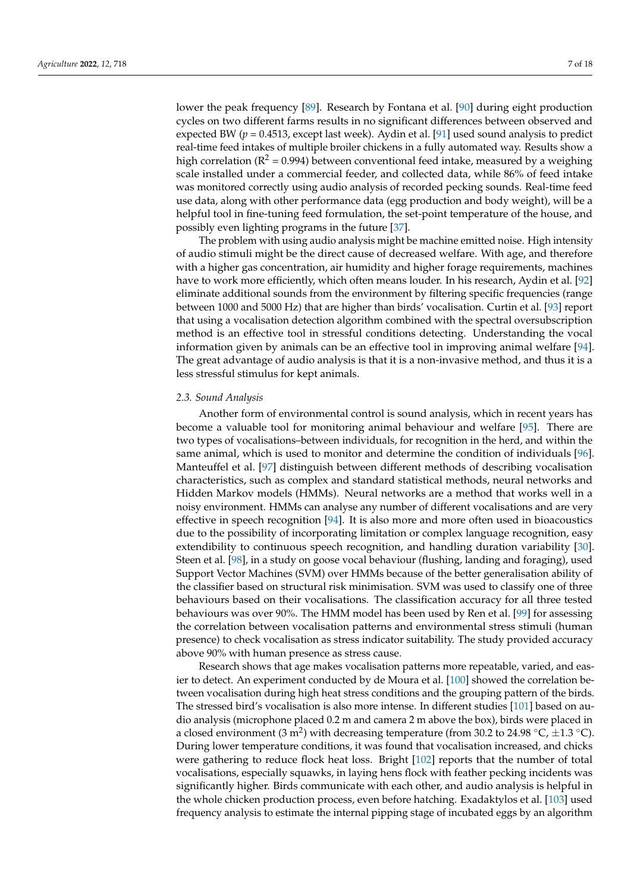lower the peak frequency [89]. Research by Fontana et al. [90] during eight production cycles on two different farms results in no significant differences between observed and expected BW ($p = 0.4513$, except last week). Aydin et al. [91] used sound analysis to predict real-time feed intakes of multiple broiler chickens in a fully automated way. Results show a high correlation ($R^2 = 0.994$) between conventional feed intake, measured by a weighing scale installed under a commercial feeder, and collected data, while 86% of feed intake was monitored correctly using audio analysis of recorded pecking sounds. Real-time feed use data, along with other performance data (egg production and body weight), will be a helpful tool in fine-tuning feed formulation, the set-point temperature of the house, and possibly even lighting programs in the future [37].

The problem with using audio analysis might be machine emitted noise. High intensity of audio stimuli might be the direct cause of decreased welfare. With age, and therefore with a higher gas concentration, air humidity and higher forage requirements, machines have to work more efficiently, which often means louder. In his research, Aydin et al. [92] eliminate additional sounds from the environment by filtering specific frequencies (range between 1000 and 5000 Hz) that are higher than birds' vocalisation. Curtin et al. [93] report that using a vocalisation detection algorithm combined with the spectral oversubscription method is an effective tool in stressful conditions detecting. Understanding the vocal information given by animals can be an effective tool in improving animal welfare [94]. The great advantage of audio analysis is that it is a non-invasive method, and thus it is a less stressful stimulus for kept animals.

### *2.3. Sound Analysis*

Another form of environmental control is sound analysis, which in recent years has become a valuable tool for monitoring animal behaviour and welfare [95]. There are two types of vocalisations–between individuals, for recognition in the herd, and within the same animal, which is used to monitor and determine the condition of individuals [96]. Manteuffel et al. [97] distinguish between different methods of describing vocalisation characteristics, such as complex and standard statistical methods, neural networks and Hidden Markov models (HMMs). Neural networks are a method that works well in a noisy environment. HMMs can analyse any number of different vocalisations and are very effective in speech recognition [94]. It is also more and more often used in bioacoustics due to the possibility of incorporating limitation or complex language recognition, easy extendibility to continuous speech recognition, and handling duration variability [30]. Steen et al. [98], in a study on goose vocal behaviour (flushing, landing and foraging), used Support Vector Machines (SVM) over HMMs because of the better generalisation ability of the classifier based on structural risk minimisation. SVM was used to classify one of three behaviours based on their vocalisations. The classification accuracy for all three tested behaviours was over 90%. The HMM model has been used by Ren et al. [99] for assessing the correlation between vocalisation patterns and environmental stress stimuli (human presence) to check vocalisation as stress indicator suitability. The study provided accuracy above 90% with human presence as stress cause.

Research shows that age makes vocalisation patterns more repeatable, varied, and easier to detect. An experiment conducted by de Moura et al. [100] showed the correlation between vocalisation during high heat stress conditions and the grouping pattern of the birds. The stressed bird's vocalisation is also more intense. In different studies [101] based on audio analysis (microphone placed 0.2 m and camera 2 m above the box), birds were placed in a closed environment (3 $m^2$) with decreasing temperature (from 30.2 to 24.98 °C, ±1.3 °C). During lower temperature conditions, it was found that vocalisation increased, and chicks were gathering to reduce flock heat loss. Bright [102] reports that the number of total vocalisations, especially squawks, in laying hens flock with feather pecking incidents was significantly higher. Birds communicate with each other, and audio analysis is helpful in the whole chicken production process, even before hatching. Exadaktylos et al. [103] used frequency analysis to estimate the internal pipping stage of incubated eggs by an algorithm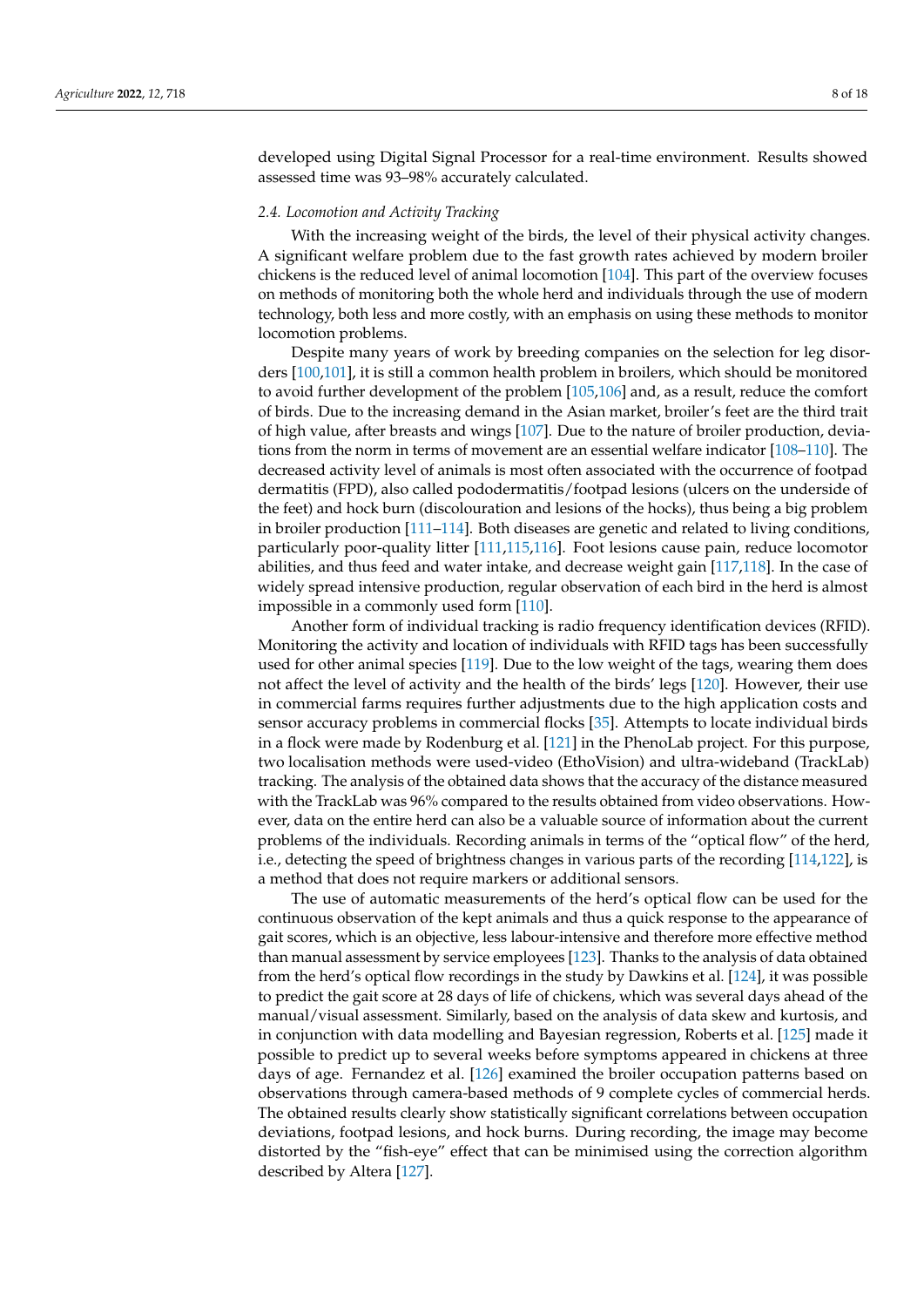developed using Digital Signal Processor for a real-time environment. Results showed assessed time was 93–98% accurately calculated.

### *2.4. Locomotion and Activity Tracking*

With the increasing weight of the birds, the level of their physical activity changes. A significant welfare problem due to the fast growth rates achieved by modern broiler chickens is the reduced level of animal locomotion [104]. This part of the overview focuses on methods of monitoring both the whole herd and individuals through the use of modern technology, both less and more costly, with an emphasis on using these methods to monitor locomotion problems.

Despite many years of work by breeding companies on the selection for leg disorders [100,101], it is still a common health problem in broilers, which should be monitored to avoid further development of the problem [105,106] and, as a result, reduce the comfort of birds. Due to the increasing demand in the Asian market, broiler's feet are the third trait of high value, after breasts and wings [107]. Due to the nature of broiler production, deviations from the norm in terms of movement are an essential welfare indicator [108–110]. The decreased activity level of animals is most often associated with the occurrence of footpad dermatitis (FPD), also called pododermatitis/footpad lesions (ulcers on the underside of the feet) and hock burn (discolouration and lesions of the hocks), thus being a big problem in broiler production [111–114]. Both diseases are genetic and related to living conditions, particularly poor-quality litter [111,115,116]. Foot lesions cause pain, reduce locomotor abilities, and thus feed and water intake, and decrease weight gain [117,118]. In the case of widely spread intensive production, regular observation of each bird in the herd is almost impossible in a commonly used form [110].

Another form of individual tracking is radio frequency identification devices (RFID). Monitoring the activity and location of individuals with RFID tags has been successfully used for other animal species [119]. Due to the low weight of the tags, wearing them does not affect the level of activity and the health of the birds' legs [120]. However, their use in commercial farms requires further adjustments due to the high application costs and sensor accuracy problems in commercial flocks [35]. Attempts to locate individual birds in a flock were made by Rodenburg et al. [121] in the PhenoLab project. For this purpose, two localisation methods were used-video (EthoVision) and ultra-wideband (TrackLab) tracking. The analysis of the obtained data shows that the accuracy of the distance measured with the TrackLab was 96% compared to the results obtained from video observations. However, data on the entire herd can also be a valuable source of information about the current problems of the individuals. Recording animals in terms of the "optical flow" of the herd, i.e., detecting the speed of brightness changes in various parts of the recording [114,122], is a method that does not require markers or additional sensors.

The use of automatic measurements of the herd's optical flow can be used for the continuous observation of the kept animals and thus a quick response to the appearance of gait scores, which is an objective, less labour-intensive and therefore more effective method than manual assessment by service employees [123]. Thanks to the analysis of data obtained from the herd's optical flow recordings in the study by Dawkins et al. [124], it was possible to predict the gait score at 28 days of life of chickens, which was several days ahead of the manual/visual assessment. Similarly, based on the analysis of data skew and kurtosis, and in conjunction with data modelling and Bayesian regression, Roberts et al. [125] made it possible to predict up to several weeks before symptoms appeared in chickens at three days of age. Fernandez et al. [126] examined the broiler occupation patterns based on observations through camera-based methods of 9 complete cycles of commercial herds. The obtained results clearly show statistically significant correlations between occupation deviations, footpad lesions, and hock burns. During recording, the image may become distorted by the "fish-eye" effect that can be minimised using the correction algorithm described by Altera [127].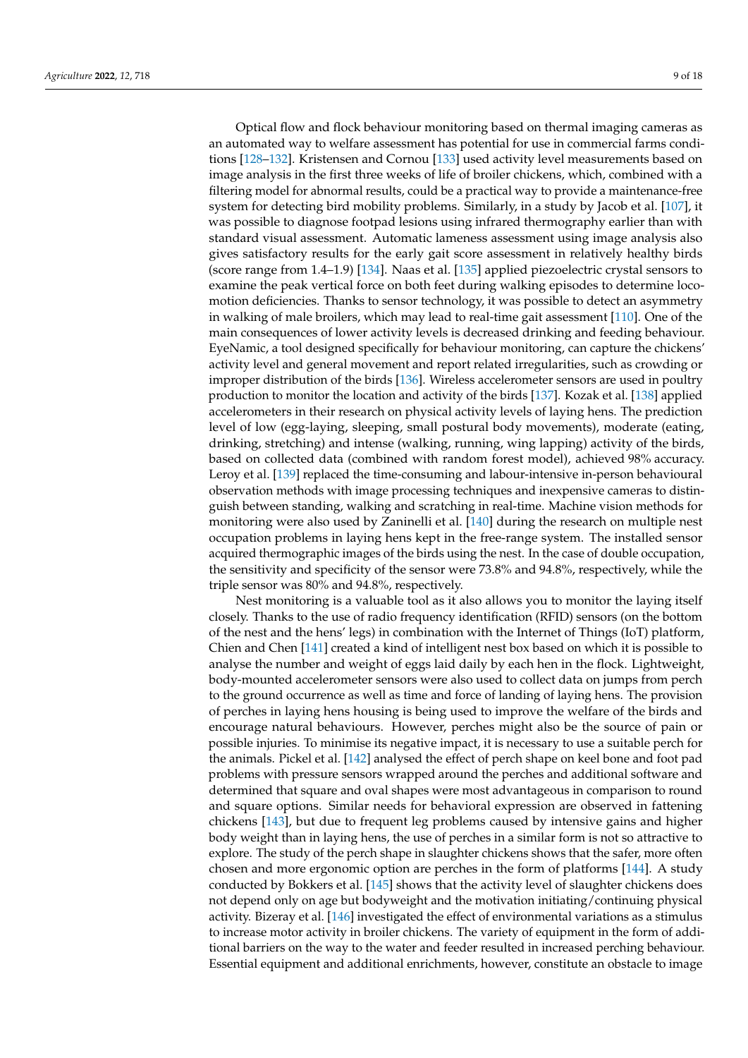Optical flow and flock behaviour monitoring based on thermal imaging cameras as an automated way to welfare assessment has potential for use in commercial farms conditions [128–132]. Kristensen and Cornou [133] used activity level measurements based on image analysis in the first three weeks of life of broiler chickens, which, combined with a filtering model for abnormal results, could be a practical way to provide a maintenance-free system for detecting bird mobility problems. Similarly, in a study by Jacob et al. [107], it was possible to diagnose footpad lesions using infrared thermography earlier than with standard visual assessment. Automatic lameness assessment using image analysis also gives satisfactory results for the early gait score assessment in relatively healthy birds (score range from 1.4–1.9) [134]. Naas et al. [135] applied piezoelectric crystal sensors to examine the peak vertical force on both feet during walking episodes to determine locomotion deficiencies. Thanks to sensor technology, it was possible to detect an asymmetry in walking of male broilers, which may lead to real-time gait assessment [110]. One of the main consequences of lower activity levels is decreased drinking and feeding behaviour. EyeNamic, a tool designed specifically for behaviour monitoring, can capture the chickens' activity level and general movement and report related irregularities, such as crowding or improper distribution of the birds [136]. Wireless accelerometer sensors are used in poultry production to monitor the location and activity of the birds [137]. Kozak et al. [138] applied accelerometers in their research on physical activity levels of laying hens. The prediction level of low (egg-laying, sleeping, small postural body movements), moderate (eating, drinking, stretching) and intense (walking, running, wing lapping) activity of the birds, based on collected data (combined with random forest model), achieved 98% accuracy. Leroy et al. [139] replaced the time-consuming and labour-intensive in-person behavioural observation methods with image processing techniques and inexpensive cameras to distinguish between standing, walking and scratching in real-time. Machine vision methods for monitoring were also used by Zaninelli et al. [140] during the research on multiple nest occupation problems in laying hens kept in the free-range system. The installed sensor acquired thermographic images of the birds using the nest. In the case of double occupation, the sensitivity and specificity of the sensor were 73.8% and 94.8%, respectively, while the triple sensor was 80% and 94.8%, respectively.

Nest monitoring is a valuable tool as it also allows you to monitor the laying itself closely. Thanks to the use of radio frequency identification (RFID) sensors (on the bottom of the nest and the hens' legs) in combination with the Internet of Things (IoT) platform, Chien and Chen [141] created a kind of intelligent nest box based on which it is possible to analyse the number and weight of eggs laid daily by each hen in the flock. Lightweight, body-mounted accelerometer sensors were also used to collect data on jumps from perch to the ground occurrence as well as time and force of landing of laying hens. The provision of perches in laying hens housing is being used to improve the welfare of the birds and encourage natural behaviours. However, perches might also be the source of pain or possible injuries. To minimise its negative impact, it is necessary to use a suitable perch for the animals. Pickel et al. [142] analysed the effect of perch shape on keel bone and foot pad problems with pressure sensors wrapped around the perches and additional software and determined that square and oval shapes were most advantageous in comparison to round and square options. Similar needs for behavioral expression are observed in fattening chickens [143], but due to frequent leg problems caused by intensive gains and higher body weight than in laying hens, the use of perches in a similar form is not so attractive to explore. The study of the perch shape in slaughter chickens shows that the safer, more often chosen and more ergonomic option are perches in the form of platforms [144]. A study conducted by Bokkers et al. [145] shows that the activity level of slaughter chickens does not depend only on age but bodyweight and the motivation initiating/continuing physical activity. Bizeray et al. [146] investigated the effect of environmental variations as a stimulus to increase motor activity in broiler chickens. The variety of equipment in the form of additional barriers on the way to the water and feeder resulted in increased perching behaviour. Essential equipment and additional enrichments, however, constitute an obstacle to image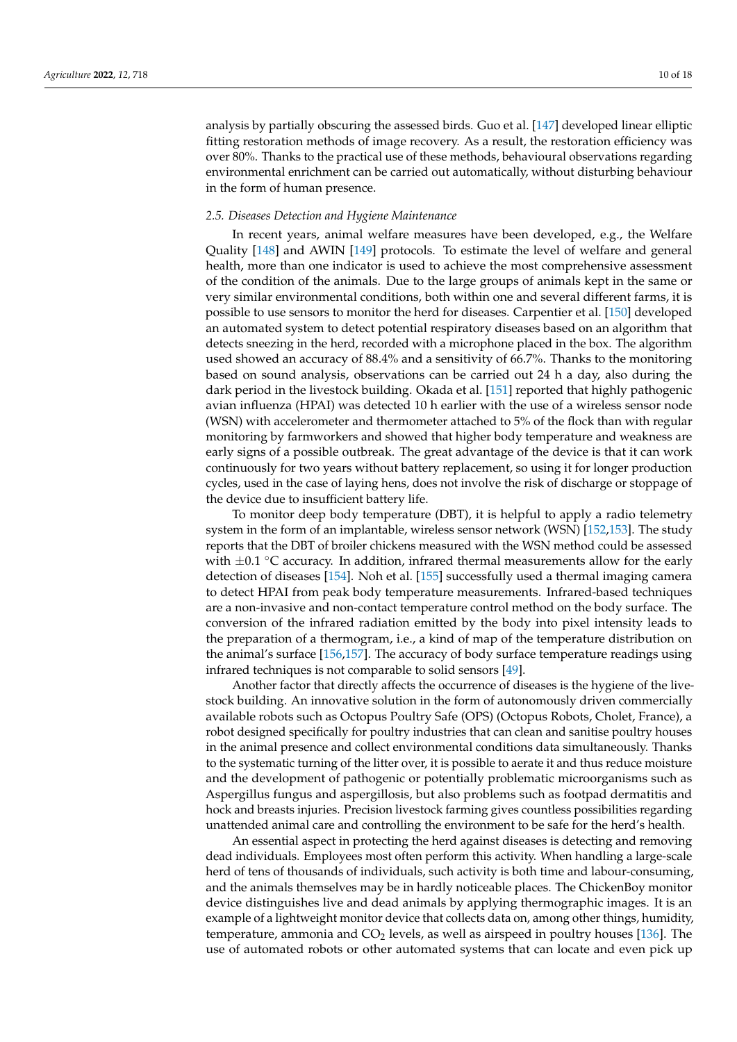analysis by partially obscuring the assessed birds. Guo et al. [147] developed linear elliptic fitting restoration methods of image recovery. As a result, the restoration efficiency was over 80%. Thanks to the practical use of these methods, behavioural observations regarding environmental enrichment can be carried out automatically, without disturbing behaviour in the form of human presence.

### *2.5. Diseases Detection and Hygiene Maintenance*

In recent years, animal welfare measures have been developed, e.g., the Welfare Quality [148] and AWIN [149] protocols. To estimate the level of welfare and general health, more than one indicator is used to achieve the most comprehensive assessment of the condition of the animals. Due to the large groups of animals kept in the same or very similar environmental conditions, both within one and several different farms, it is possible to use sensors to monitor the herd for diseases. Carpentier et al. [150] developed an automated system to detect potential respiratory diseases based on an algorithm that detects sneezing in the herd, recorded with a microphone placed in the box. The algorithm used showed an accuracy of 88.4% and a sensitivity of 66.7%. Thanks to the monitoring based on sound analysis, observations can be carried out 24 h a day, also during the dark period in the livestock building. Okada et al. [151] reported that highly pathogenic avian influenza (HPAI) was detected 10 h earlier with the use of a wireless sensor node (WSN) with accelerometer and thermometer attached to 5% of the flock than with regular monitoring by farmworkers and showed that higher body temperature and weakness are early signs of a possible outbreak. The great advantage of the device is that it can work continuously for two years without battery replacement, so using it for longer production cycles, used in the case of laying hens, does not involve the risk of discharge or stoppage of the device due to insufficient battery life.

To monitor deep body temperature (DBT), it is helpful to apply a radio telemetry system in the form of an implantable, wireless sensor network (WSN) [152,153]. The study reports that the DBT of broiler chickens measured with the WSN method could be assessed with $\pm 0.1$ °C accuracy. In addition, infrared thermal measurements allow for the early detection of diseases [154]. Noh et al. [155] successfully used a thermal imaging camera to detect HPAI from peak body temperature measurements. Infrared-based techniques are a non-invasive and non-contact temperature control method on the body surface. The conversion of the infrared radiation emitted by the body into pixel intensity leads to the preparation of a thermogram, i.e., a kind of map of the temperature distribution on the animal's surface [156,157]. The accuracy of body surface temperature readings using infrared techniques is not comparable to solid sensors [49].

Another factor that directly affects the occurrence of diseases is the hygiene of the livestock building. An innovative solution in the form of autonomously driven commercially available robots such as Octopus Poultry Safe (OPS) (Octopus Robots, Cholet, France), a robot designed specifically for poultry industries that can clean and sanitise poultry houses in the animal presence and collect environmental conditions data simultaneously. Thanks to the systematic turning of the litter over, it is possible to aerate it and thus reduce moisture and the development of pathogenic or potentially problematic microorganisms such as Aspergillus fungus and aspergillosis, but also problems such as footpad dermatitis and hock and breasts injuries. Precision livestock farming gives countless possibilities regarding unattended animal care and controlling the environment to be safe for the herd's health.

An essential aspect in protecting the herd against diseases is detecting and removing dead individuals. Employees most often perform this activity. When handling a large-scale herd of tens of thousands of individuals, such activity is both time and labour-consuming, and the animals themselves may be in hardly noticeable places. The ChickenBoy monitor device distinguishes live and dead animals by applying thermographic images. It is an example of a lightweight monitor device that collects data on, among other things, humidity, temperature, ammonia and $CO_2$ levels, as well as airspeed in poultry houses [136]. The use of automated robots or other automated systems that can locate and even pick up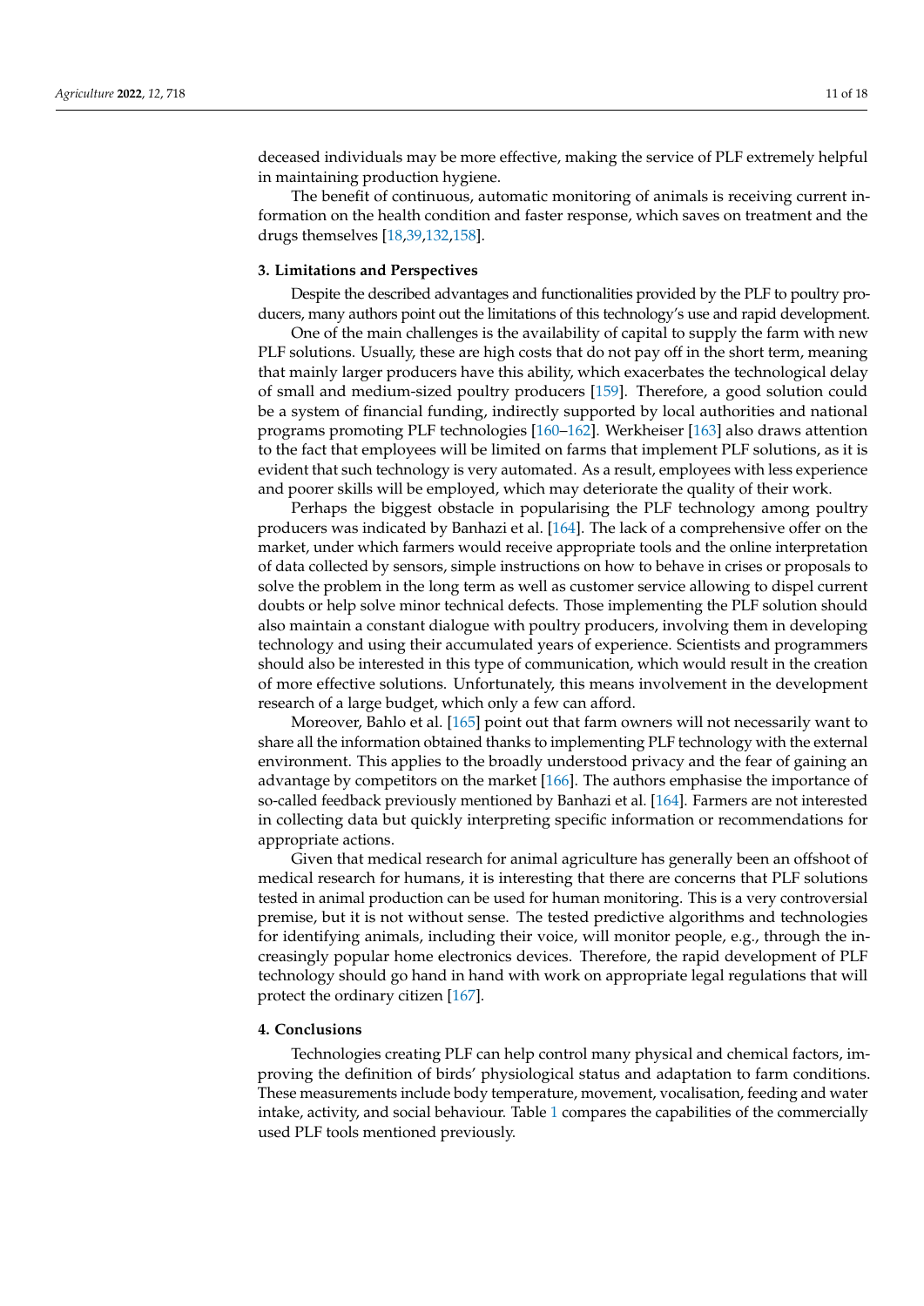deceased individuals may be more effective, making the service of PLF extremely helpful in maintaining production hygiene.

The benefit of continuous, automatic monitoring of animals is receiving current information on the health condition and faster response, which saves on treatment and the drugs themselves [18,39,132,158].

## 3. Limitations and Perspectives

Despite the described advantages and functionalities provided by the PLF to poultry producers, many authors point out the limitations of this technology's use and rapid development.

One of the main challenges is the availability of capital to supply the farm with new PLF solutions. Usually, these are high costs that do not pay off in the short term, meaning that mainly larger producers have this ability, which exacerbates the technological delay of small and medium-sized poultry producers [159]. Therefore, a good solution could be a system of financial funding, indirectly supported by local authorities and national programs promoting PLF technologies [160–162]. Werkheiser [163] also draws attention to the fact that employees will be limited on farms that implement PLF solutions, as it is evident that such technology is very automated. As a result, employees with less experience and poorer skills will be employed, which may deteriorate the quality of their work.

Perhaps the biggest obstacle in popularising the PLF technology among poultry producers was indicated by Banhazi et al. [164]. The lack of a comprehensive offer on the market, under which farmers would receive appropriate tools and the online interpretation of data collected by sensors, simple instructions on how to behave in crises or proposals to solve the problem in the long term as well as customer service allowing to dispel current doubts or help solve minor technical defects. Those implementing the PLF solution should also maintain a constant dialogue with poultry producers, involving them in developing technology and using their accumulated years of experience. Scientists and programmers should also be interested in this type of communication, which would result in the creation of more effective solutions. Unfortunately, this means involvement in the development research of a large budget, which only a few can afford.

Moreover, Bahlo et al. [165] point out that farm owners will not necessarily want to share all the information obtained thanks to implementing PLF technology with the external environment. This applies to the broadly understood privacy and the fear of gaining an advantage by competitors on the market [166]. The authors emphasise the importance of so-called feedback previously mentioned by Banhazi et al. [164]. Farmers are not interested in collecting data but quickly interpreting specific information or recommendations for appropriate actions.

Given that medical research for animal agriculture has generally been an offshoot of medical research for humans, it is interesting that there are concerns that PLF solutions tested in animal production can be used for human monitoring. This is a very controversial premise, but it is not without sense. The tested predictive algorithms and technologies for identifying animals, including their voice, will monitor people, e.g., through the increasingly popular home electronics devices. Therefore, the rapid development of PLF technology should go hand in hand with work on appropriate legal regulations that will protect the ordinary citizen [167].

## 4. Conclusions

Technologies creating PLF can help control many physical and chemical factors, improving the definition of birds' physiological status and adaptation to farm conditions. These measurements include body temperature, movement, vocalisation, feeding and water intake, activity, and social behaviour. Table 1 compares the capabilities of the commercially used PLF tools mentioned previously.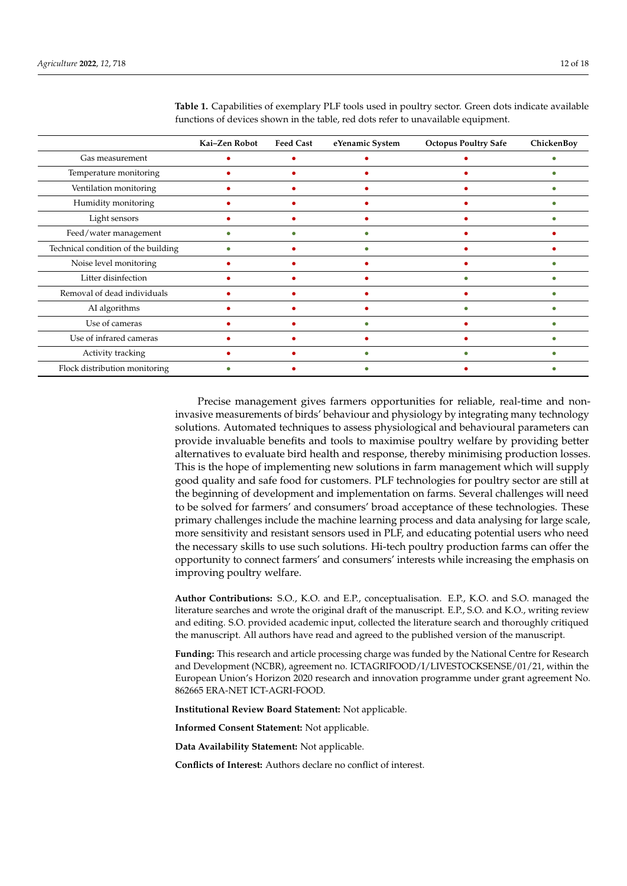**Table 1.** Capabilities of exemplary PLF tools used in poultry sector. Green dots indicate available functions of devices shown in the table, red dots refer to unavailable equipment.

| | Kai–Zen Robot | Feed Cast | eYenamic System | Octopus Poultry Safe | ChickenBoy |
|---|---|---|---|---|---|
| Gas measurement | 🔴 | 🔴 | 🔴 | 🔴 | 🟢 |
| Temperature monitoring | 🔴 | 🔴 | 🔴 | 🔴 | 🟢 |
| Ventilation monitoring | 🔴 | 🔴 | 🔴 | 🔴 | 🟢 |
| Humidity monitoring | 🔴 | 🔴 | 🔴 | 🔴 | 🟢 |
| Light sensors | 🔴 | 🔴 | 🔴 | 🔴 | 🟢 |
| Feed/water management | 🟢 | 🟢 | 🟢 | 🔴 | 🔴 |
| Technical condition of the building | 🟢 | 🔴 | 🟢 | 🔴 | 🔴 |
| Noise level monitoring | 🔴 | 🔴 | 🔴 | 🔴 | 🟢 |
| Litter disinfection | 🔴 | 🔴 | 🔴 | 🟢 | 🟢 |
| Removal of dead individuals | 🔴 | 🔴 | 🔴 | 🔴 | 🟢 |
| AI algorithms | 🔴 | 🔴 | 🔴 | 🟢 | 🟢 |
| Use of cameras | 🔴 | 🔴 | 🟢 | 🔴 | 🟢 |
| Use of infrared cameras | 🔴 | 🔴 | 🔴 | 🔴 | 🟢 |
| Activity tracking | 🔴 | 🔴 | 🟢 | 🟢 | 🟢 |
| Flock distribution monitoring | 🟢 | 🔴 | 🟢 | 🔴 | 🟢 |

Precise management gives farmers opportunities for reliable, real-time and non-invasive measurements of birds' behaviour and physiology by integrating many technology solutions. Automated techniques to assess physiological and behavioural parameters can provide invaluable benefits and tools to maximise poultry welfare by providing better alternatives to evaluate bird health and response, thereby minimising production losses. This is the hope of implementing new solutions in farm management which will supply good quality and safe food for customers. PLF technologies for poultry sector are still at the beginning of development and implementation on farms. Several challenges will need to be solved for farmers' and consumers' broad acceptance of these technologies. These primary challenges include the machine learning process and data analysing for large scale, more sensitivity and resistant sensors used in PLF, and educating potential users who need the necessary skills to use such solutions. Hi-tech poultry production farms can offer the opportunity to connect farmers' and consumers' interests while increasing the emphasis on improving poultry welfare.

**Author Contributions:** S.O., K.O. and E.P., conceptualisation. E.P., K.O. and S.O. managed the literature searches and wrote the original draft of the manuscript. E.P., S.O. and K.O., writing review and editing. S.O. provided academic input, collected the literature search and thoroughly critiqued the manuscript. All authors have read and agreed to the published version of the manuscript.

**Funding:** This research and article processing charge was funded by the National Centre for Research and Development (NCBR), agreement no. ICTAGRIFOOD/I/LIVESTOCKSENSE/01/21, within the European Union's Horizon 2020 research and innovation programme under grant agreement No. 862665 ERA-NET ICT-AGRI-FOOD.

**Institutional Review Board Statement:** Not applicable.

**Informed Consent Statement:** Not applicable.

**Data Availability Statement:** Not applicable.

**Conflicts of Interest:** Authors declare no conflict of interest.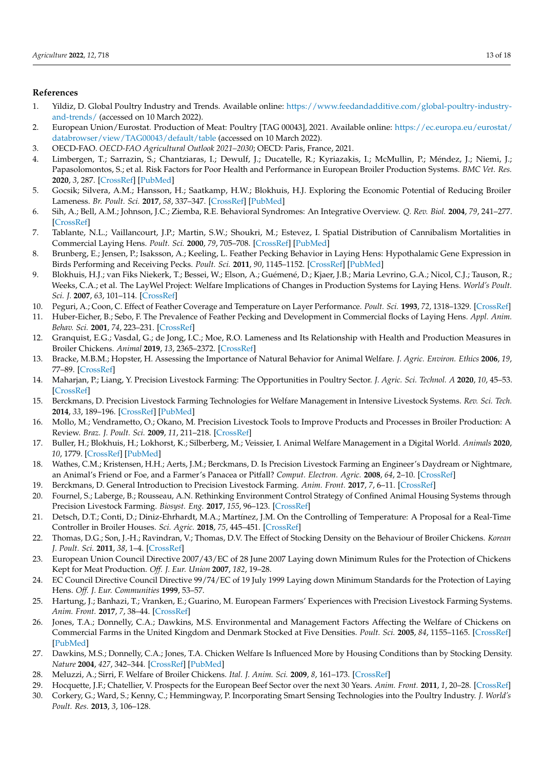## References

1. Yildiz, D. Global Poultry Industry and Trends. Available online: https://www.feedandadditive.com/global-poultry-industry-and-trends/ (accessed on 10 March 2022).
2. European Union/Eurostat. Production of Meat: Poultry [TAG 00043], 2021. Available online: https://ec.europa.eu/eurostat/databrowser/view/TAG00043/default/table (accessed on 10 March 2022).
3. OECD-FAO. *OECD-FAO Agricultural Outlook 2021–2030*; OECD: Paris, France, 2021.
4. Limbergen, T.; Sarrazin, S.; Chantziaras, I.; Dewulf, J.; Ducatelle, R.; Kyriazakis, I.; McMullin, P.; Méndez, J.; Niemi, J.; Papasolomontos, S.; et al. Risk Factors for Poor Health and Performance in European Broiler Production Systems. *BMC Vet. Res.* **2020**, *3*, 287. [CrossRef] [PubMed]
5. Gocsik; Silvera, A.M.; Hansson, H.; Saatkamp, H.W.; Blokhuis, H.J. Exploring the Economic Potential of Reducing Broiler Lameness. *Br. Poult. Sci.* **2017**, *58*, 337–347. [CrossRef] [PubMed]
6. Sih, A.; Bell, A.M.; Johnson, J.C.; Ziemba, R.E. Behavioral Syndromes: An Integrative Overview. *Q. Rev. Biol.* **2004**, *79*, 241–277. [CrossRef]
7. Tablante, N.L.; Vaillancourt, J.P.; Martin, S.W.; Shoukri, M.; Estevez, I. Spatial Distribution of Cannibalism Mortalities in Commercial Laying Hens. *Poult. Sci.* **2000**, *79*, 705–708. [CrossRef] [PubMed]
8. Brunberg, E.; Jensen, P.; Isaksson, A.; Keeling, L. Feather Pecking Behavior in Laying Hens: Hypothalamic Gene Expression in Birds Performing and Receiving Pecks. *Poult. Sci.* **2011**, *90*, 1145–1152. [CrossRef] [PubMed]
9. Blokhuis, H.J.; van Fiks Niekerk, T.; Bessei, W.; Elson, A.; Guémené, D.; Kjaer, J.B.; Maria Levrino, G.A.; Nicol, C.J.; Tauson, R.; Weeks, C.A.; et al. The LayWel Project: Welfare Implications of Changes in Production Systems for Laying Hens. *World's Poult. Sci. J.* **2007**, *63*, 101–114. [CrossRef]
10. Peguri, A.; Coon, C. Effect of Feather Coverage and Temperature on Layer Performance. *Poult. Sci.* **1993**, *72*, 1318–1329. [CrossRef]
11. Huber-Eicher, B.; Sebo, F. The Prevalence of Feather Pecking and Development in Commercial flocks of Laying Hens. *Appl. Anim. Behav. Sci.* **2001**, *74*, 223–231. [CrossRef]
12. Granquist, E.G.; Vasdal, G.; de Jong, I.C.; Moe, R.O. Lameness and Its Relationship with Health and Production Measures in Broiler Chickens. *Animal* **2019**, *13*, 2365–2372. [CrossRef]
13. Bracke, M.B.M.; Hopster, H. Assessing the Importance of Natural Behavior for Animal Welfare. *J. Agric. Environ. Ethics* **2006**, *19*, 77–89. [CrossRef]
14. Maharjan, P.; Liang, Y. Precision Livestock Farming: The Opportunities in Poultry Sector. *J. Agric. Sci. Technol. A* **2020**, *10*, 45–53. [CrossRef]
15. Berckmans, D. Precision Livestock Farming Technologies for Welfare Management in Intensive Livestock Systems. *Rev. Sci. Tech.* **2014**, *33*, 189–196. [CrossRef] [PubMed]
16. Mollo, M.; Vendrametto, O.; Okano, M. Precision Livestock Tools to Improve Products and Processes in Broiler Production: A Review. *Braz. J. Poult. Sci.* **2009**, *11*, 211–218. [CrossRef]
17. Buller, H.; Blokhuis, H.; Lokhorst, K.; Silberberg, M.; Veissier, I. Animal Welfare Management in a Digital World. *Animals* **2020**, *10*, 1779. [CrossRef] [PubMed]
18. Wathes, C.M.; Kristensen, H.H.; Aerts, J.M.; Berckmans, D. Is Precision Livestock Farming an Engineer's Daydream or Nightmare, an Animal's Friend or Foe, and a Farmer's Panacea or Pitfall? *Comput. Electron. Agric.* **2008**, *64*, 2–10. [CrossRef]
19. Berckmans, D. General Introduction to Precision Livestock Farming. *Anim. Front.* **2017**, *7*, 6–11. [CrossRef]
20. Fournel, S.; Laberge, B.; Rousseau, A.N. Rethinking Environment Control Strategy of Confined Animal Housing Systems through Precision Livestock Farming. *Biosyst. Eng.* **2017**, *155*, 96–123. [CrossRef]
21. Detsch, D.T.; Conti, D.; Diniz-Ehrhardt, M.A.; Martínez, J.M. On the Controlling of Temperature: A Proposal for a Real-Time Controller in Broiler Houses. *Sci. Agric.* **2018**, *75*, 445–451. [CrossRef]
22. Thomas, D.G.; Son, J.-H.; Ravindran, V.; Thomas, D.V. The Effect of Stocking Density on the Behaviour of Broiler Chickens. *Korean J. Poult. Sci.* **2011**, *38*, 1–4. [CrossRef]
23. European Union Council Directive 2007/43/EC of 28 June 2007 Laying down Minimum Rules for the Protection of Chickens Kept for Meat Production. *Off. J. Eur. Union* **2007**, *182*, 19–28.
24. EC Council Directive Council Directive 99/74/EC of 19 July 1999 Laying down Minimum Standards for the Protection of Laying Hens. *Off. J. Eur. Communities* **1999**, 53–57.
25. Hartung, J.; Banhazi, T.; Vranken, E.; Guarino, M. European Farmers' Experiences with Precision Livestock Farming Systems. *Anim. Front.* **2017**, *7*, 38–44. [CrossRef]
26. Jones, T.A.; Donnelly, C.A.; Dawkins, M.S. Environmental and Management Factors Affecting the Welfare of Chickens on Commercial Farms in the United Kingdom and Denmark Stocked at Five Densities. *Poult. Sci.* **2005**, *84*, 1155–1165. [CrossRef] [PubMed]
27. Dawkins, M.S.; Donnelly, C.A.; Jones, T.A. Chicken Welfare Is Influenced More by Housing Conditions than by Stocking Density. *Nature* **2004**, *427*, 342–344. [CrossRef] [PubMed]
28. Meluzzi, A.; Sirri, F. Welfare of Broiler Chickens. *Ital. J. Anim. Sci.* **2009**, *8*, 161–173. [CrossRef]
29. Hocquette, J.F.; Chatellier, V. Prospects for the European Beef Sector over the next 30 Years. *Anim. Front.* **2011**, *1*, 20–28. [CrossRef]
30. Corkery, G.; Ward, S.; Kenny, C.; Hemmingway, P. Incorporating Smart Sensing Technologies into the Poultry Industry. *J. World's Poult. Res.* **2013**, *3*, 106–128.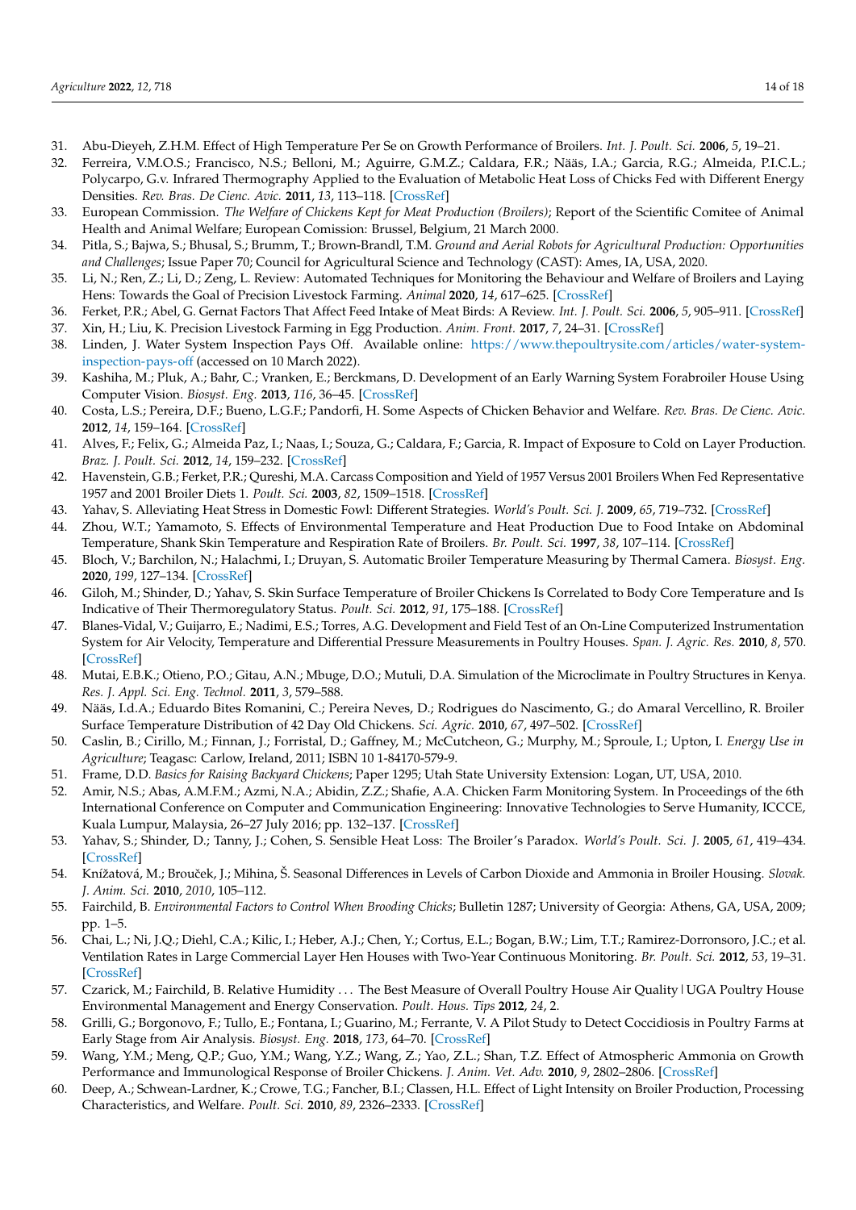31. Abu-Dieyeh, Z.H.M. Effect of High Temperature Per Se on Growth Performance of Broilers. *Int. J. Poult. Sci.* **2006**, *5*, 19–21.
32. Ferreira, V.M.O.S.; Francisco, N.S.; Belloni, M.; Aguirre, G.M.Z.; Caldara, F.R.; Nääs, I.A.; Garcia, R.G.; Almeida, P.I.C.L.; Polycarpo, G.v. Infrared Thermography Applied to the Evaluation of Metabolic Heat Loss of Chicks Fed with Different Energy Densities. *Rev. Bras. De Cienc. Avic.* **2011**, *13*, 113–118. [CrossRef]
33. European Commission. *The Welfare of Chickens Kept for Meat Production (Broilers)*; Report of the Scientific Comitee of Animal Health and Animal Welfare; European Comission: Brussel, Belgium, 21 March 2000.
34. Pitla, S.; Bajwa, S.; Bhusal, S.; Brumm, T.; Brown-Brandl, T.M. *Ground and Aerial Robots for Agricultural Production: Opportunities and Challenges*; Issue Paper 70; Council for Agricultural Science and Technology (CAST): Ames, IA, USA, 2020.
35. Li, N.; Ren, Z.; Li, D.; Zeng, L. Review: Automated Techniques for Monitoring the Behaviour and Welfare of Broilers and Laying Hens: Towards the Goal of Precision Livestock Farming. *Animal* **2020**, *14*, 617–625. [CrossRef]
36. Ferket, P.R.; Abel, G. Gernat Factors That Affect Feed Intake of Meat Birds: A Review. *Int. J. Poult. Sci.* **2006**, *5*, 905–911. [CrossRef]
37. Xin, H.; Liu, K. Precision Livestock Farming in Egg Production. *Anim. Front.* **2017**, *7*, 24–31. [CrossRef]
38. Linden, J. Water System Inspection Pays Off. Available online: https://www.thepoultrysite.com/articles/water-system-inspection-pays-off (accessed on 10 March 2022).
39. Kashiha, M.; Pluk, A.; Bahr, C.; Vranken, E.; Berckmans, D. Development of an Early Warning System Forabroiler House Using Computer Vision. *Biosyst. Eng.* **2013**, *116*, 36–45. [CrossRef]
40. Costa, L.S.; Pereira, D.F.; Bueno, L.G.F.; Pandorfi, H. Some Aspects of Chicken Behavior and Welfare. *Rev. Bras. De Cienc. Avic.* **2012**, *14*, 159–164. [CrossRef]
41. Alves, F.; Felix, G.; Almeida Paz, I.; Naas, I.; Souza, G.; Caldara, F.; Garcia, R. Impact of Exposure to Cold on Layer Production. *Braz. J. Poult. Sci.* **2012**, *14*, 159–232. [CrossRef]
42. Havenstein, G.B.; Ferket, P.R.; Qureshi, M.A. Carcass Composition and Yield of 1957 Versus 2001 Broilers When Fed Representative 1957 and 2001 Broiler Diets 1. *Poult. Sci.* **2003**, *82*, 1509–1518. [CrossRef]
43. Yahav, S. Alleviating Heat Stress in Domestic Fowl: Different Strategies. *World's Poult. Sci. J.* **2009**, *65*, 719–732. [CrossRef]
44. Zhou, W.T.; Yamamoto, S. Effects of Environmental Temperature and Heat Production Due to Food Intake on Abdominal Temperature, Shank Skin Temperature and Respiration Rate of Broilers. *Br. Poult. Sci.* **1997**, *38*, 107–114. [CrossRef]
45. Bloch, V.; Barchilon, N.; Halachmi, I.; Druyan, S. Automatic Broiler Temperature Measuring by Thermal Camera. *Biosyst. Eng.* **2020**, *199*, 127–134. [CrossRef]
46. Giloh, M.; Shinder, D.; Yahav, S. Skin Surface Temperature of Broiler Chickens Is Correlated to Body Core Temperature and Is Indicative of Their Thermoregulatory Status. *Poult. Sci.* **2012**, *91*, 175–188. [CrossRef]
47. Blanes-Vidal, V.; Guijarro, E.; Nadimi, E.S.; Torres, A.G. Development and Field Test of an On-Line Computerized Instrumentation System for Air Velocity, Temperature and Differential Pressure Measurements in Poultry Houses. *Span. J. Agric. Res.* **2010**, *8*, 570. [CrossRef]
48. Mutai, E.B.K.; Otieno, P.O.; Gitau, A.N.; Mbuge, D.O.; Mutuli, D.A. Simulation of the Microclimate in Poultry Structures in Kenya. *Res. J. Appl. Sci. Eng. Technol.* **2011**, *3*, 579–588.
49. Nääs, I.d.A.; Eduardo Bites Romanini, C.; Pereira Neves, D.; Rodrigues do Nascimento, G.; do Amaral Vercellino, R. Broiler Surface Temperature Distribution of 42 Day Old Chickens. *Sci. Agric.* **2010**, *67*, 497–502. [CrossRef]
50. Caslin, B.; Cirillo, M.; Finnan, J.; Forristal, D.; Gaffney, M.; McCutcheon, G.; Murphy, M.; Sproule, I.; Upton, I. *Energy Use in Agriculture*; Teagasc: Carlow, Ireland, 2011; ISBN 10 1-84170-579-9.
51. Frame, D.D. *Basics for Raising Backyard Chickens*; Paper 1295; Utah State University Extension: Logan, UT, USA, 2010.
52. Amir, N.S.; Abas, A.M.F.M.; Azmi, N.A.; Abidin, Z.Z.; Shafie, A.A. Chicken Farm Monitoring System. In Proceedings of the 6th International Conference on Computer and Communication Engineering: Innovative Technologies to Serve Humanity, ICCCE, Kuala Lumpur, Malaysia, 26–27 July 2016; pp. 132–137. [CrossRef]
53. Yahav, S.; Shinder, D.; Tanny, J.; Cohen, S. Sensible Heat Loss: The Broiler's Paradox. *World's Poult. Sci. J.* **2005**, *61*, 419–434. [CrossRef]
54. Knížatová, M.; Brouček, J.; Mihina, Š. Seasonal Differences in Levels of Carbon Dioxide and Ammonia in Broiler Housing. *Slovak. J. Anim. Sci.* **2010**, *2010*, 105–112.
55. Fairchild, B. *Environmental Factors to Control When Brooding Chicks*; Bulletin 1287; University of Georgia: Athens, GA, USA, 2009; pp. 1–5.
56. Chai, L.; Ni, J.Q.; Diehl, C.A.; Kilic, I.; Heber, A.J.; Chen, Y.; Cortus, E.L.; Bogan, B.W.; Lim, T.T.; Ramirez-Dorronsoro, J.C.; et al. Ventilation Rates in Large Commercial Layer Hen Houses with Two-Year Continuous Monitoring. *Br. Poult. Sci.* **2012**, *53*, 19–31. [CrossRef]
57. Czarick, M.; Fairchild, B. Relative Humidity . . . The Best Measure of Overall Poultry House Air Quality | UGA Poultry House Environmental Management and Energy Conservation. *Poult. Hous. Tips* **2012**, *24*, 2.
58. Grilli, G.; Borgonovo, F.; Tullo, E.; Fontana, I.; Guarino, M.; Ferrante, V. A Pilot Study to Detect Coccidiosis in Poultry Farms at Early Stage from Air Analysis. *Biosyst. Eng.* **2018**, *173*, 64–70. [CrossRef]
59. Wang, Y.M.; Meng, Q.P.; Guo, Y.M.; Wang, Y.Z.; Wang, Z.; Yao, Z.L.; Shan, T.Z. Effect of Atmospheric Ammonia on Growth Performance and Immunological Response of Broiler Chickens. *J. Anim. Vet. Adv.* **2010**, *9*, 2802–2806. [CrossRef]
60. Deep, A.; Schwean-Lardner, K.; Crowe, T.G.; Fancher, B.I.; Classen, H.L. Effect of Light Intensity on Broiler Production, Processing Characteristics, and Welfare. *Poult. Sci.* **2010**, *89*, 2326–2333. [CrossRef]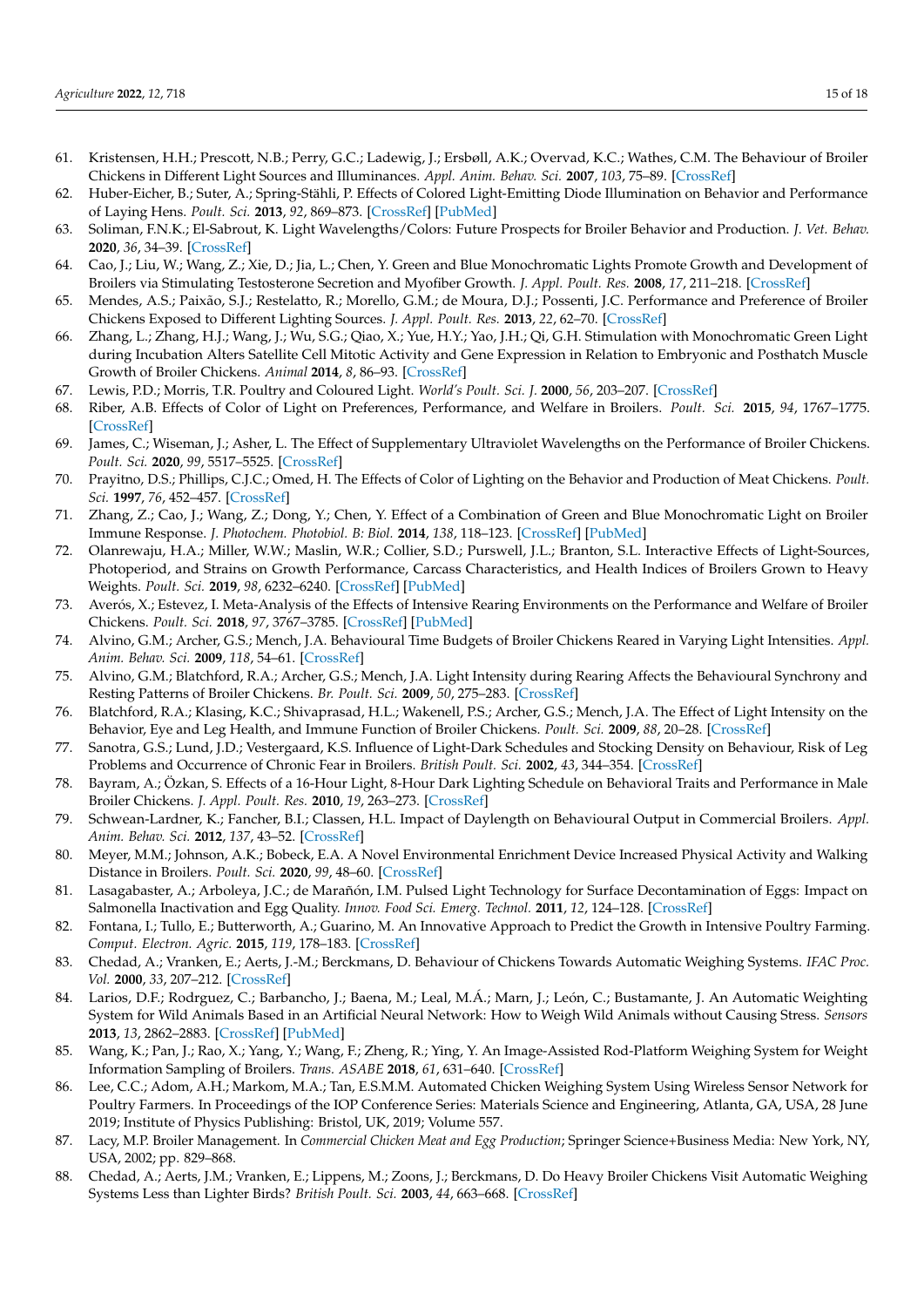61. Kristensen, H.H.; Prescott, N.B.; Perry, G.C.; Ladewig, J.; Ersbøll, A.K.; Overvad, K.C.; Wathes, C.M. The Behaviour of Broiler Chickens in Different Light Sources and Illuminances. *Appl. Anim. Behav. Sci.* **2007**, *103*, 75–89. [CrossRef]
62. Huber-Eicher, B.; Suter, A.; Spring-Stähli, P. Effects of Colored Light-Emitting Diode Illumination on Behavior and Performance of Laying Hens. *Poult. Sci.* **2013**, *92*, 869–873. [CrossRef] [PubMed]
63. Soliman, F.N.K.; El-Sabrout, K. Light Wavelengths/Colors: Future Prospects for Broiler Behavior and Production. *J. Vet. Behav.* **2020**, *36*, 34–39. [CrossRef]
64. Cao, J.; Liu, W.; Wang, Z.; Xie, D.; Jia, L.; Chen, Y. Green and Blue Monochromatic Lights Promote Growth and Development of Broilers via Stimulating Testosterone Secretion and Myofiber Growth. *J. Appl. Poult. Res.* **2008**, *17*, 211–218. [CrossRef]
65. Mendes, A.S.; Paixão, S.J.; Restelatto, R.; Morello, G.M.; de Moura, D.J.; Possenti, J.C. Performance and Preference of Broiler Chickens Exposed to Different Lighting Sources. *J. Appl. Poult. Res.* **2013**, *22*, 62–70. [CrossRef]
66. Zhang, L.; Zhang, H.J.; Wang, J.; Wu, S.G.; Qiao, X.; Yue, H.Y.; Yao, J.H.; Qi, G.H. Stimulation with Monochromatic Green Light during Incubation Alters Satellite Cell Mitotic Activity and Gene Expression in Relation to Embryonic and Posthatch Muscle Growth of Broiler Chickens. *Animal* **2014**, *8*, 86–93. [CrossRef]
67. Lewis, P.D.; Morris, T.R. Poultry and Coloured Light. *World's Poult. Sci. J.* **2000**, *56*, 203–207. [CrossRef]
68. Riber, A.B. Effects of Color of Light on Preferences, Performance, and Welfare in Broilers. *Poult. Sci.* **2015**, *94*, 1767–1775. [CrossRef]
69. James, C.; Wiseman, J.; Asher, L. The Effect of Supplementary Ultraviolet Wavelengths on the Performance of Broiler Chickens. *Poult. Sci.* **2020**, *99*, 5517–5525. [CrossRef]
70. Prayitno, D.S.; Phillips, C.J.C.; Omed, H. The Effects of Color of Lighting on the Behavior and Production of Meat Chickens. *Poult. Sci.* **1997**, *76*, 452–457. [CrossRef]
71. Zhang, Z.; Cao, J.; Wang, Z.; Dong, Y.; Chen, Y. Effect of a Combination of Green and Blue Monochromatic Light on Broiler Immune Response. *J. Photochem. Photobiol. B: Biol.* **2014**, *138*, 118–123. [CrossRef] [PubMed]
72. Olanrewaju, H.A.; Miller, W.W.; Maslin, W.R.; Collier, S.D.; Purswell, J.L.; Branton, S.L. Interactive Effects of Light-Sources, Photoperiod, and Strains on Growth Performance, Carcass Characteristics, and Health Indices of Broilers Grown to Heavy Weights. *Poult. Sci.* **2019**, *98*, 6232–6240. [CrossRef] [PubMed]
73. Averós, X.; Estevez, I. Meta-Analysis of the Effects of Intensive Rearing Environments on the Performance and Welfare of Broiler Chickens. *Poult. Sci.* **2018**, *97*, 3767–3785. [CrossRef] [PubMed]
74. Alvino, G.M.; Archer, G.S.; Mench, J.A. Behavioural Time Budgets of Broiler Chickens Reared in Varying Light Intensities. *Appl. Anim. Behav. Sci.* **2009**, *118*, 54–61. [CrossRef]
75. Alvino, G.M.; Blatchford, R.A.; Archer, G.S.; Mench, J.A. Light Intensity during Rearing Affects the Behavioural Synchrony and Resting Patterns of Broiler Chickens. *Br. Poult. Sci.* **2009**, *50*, 275–283. [CrossRef]
76. Blatchford, R.A.; Klasing, K.C.; Shivaprasad, H.L.; Wakenell, P.S.; Archer, G.S.; Mench, J.A. The Effect of Light Intensity on the Behavior, Eye and Leg Health, and Immune Function of Broiler Chickens. *Poult. Sci.* **2009**, *88*, 20–28. [CrossRef]
77. Sanotra, G.S.; Lund, J.D.; Vestergaard, K.S. Influence of Light-Dark Schedules and Stocking Density on Behaviour, Risk of Leg Problems and Occurrence of Chronic Fear in Broilers. *British Poult. Sci.* **2002**, *43*, 344–354. [CrossRef]
78. Bayram, A.; Özkan, S. Effects of a 16-Hour Light, 8-Hour Dark Lighting Schedule on Behavioral Traits and Performance in Male Broiler Chickens. *J. Appl. Poult. Res.* **2010**, *19*, 263–273. [CrossRef]
79. Schwean-Lardner, K.; Fancher, B.I.; Classen, H.L. Impact of Daylength on Behavioural Output in Commercial Broilers. *Appl. Anim. Behav. Sci.* **2012**, *137*, 43–52. [CrossRef]
80. Meyer, M.M.; Johnson, A.K.; Bobeck, E.A. A Novel Environmental Enrichment Device Increased Physical Activity and Walking Distance in Broilers. *Poult. Sci.* **2020**, *99*, 48–60. [CrossRef]
81. Lasagabaster, A.; Arboleya, J.C.; de Marañón, I.M. Pulsed Light Technology for Surface Decontamination of Eggs: Impact on Salmonella Inactivation and Egg Quality. *Innov. Food Sci. Emerg. Technol.* **2011**, *12*, 124–128. [CrossRef]
82. Fontana, I.; Tullo, E.; Butterworth, A.; Guarino, M. An Innovative Approach to Predict the Growth in Intensive Poultry Farming. *Comput. Electron. Agric.* **2015**, *119*, 178–183. [CrossRef]
83. Chedad, A.; Vranken, E.; Aerts, J.-M.; Berckmans, D. Behaviour of Chickens Towards Automatic Weighing Systems. *IFAC Proc. Vol.* **2000**, *33*, 207–212. [CrossRef]
84. Larios, D.F.; Rodrguez, C.; Barbancho, J.; Baena, M.; Leal, M.Á.; Marn, J.; León, C.; Bustamante, J. An Automatic Weighting System for Wild Animals Based in an Artificial Neural Network: How to Weigh Wild Animals without Causing Stress. *Sensors* **2013**, *13*, 2862–2883. [CrossRef] [PubMed]
85. Wang, K.; Pan, J.; Rao, X.; Yang, Y.; Wang, F.; Zheng, R.; Ying, Y. An Image-Assisted Rod-Platform Weighing System for Weight Information Sampling of Broilers. *Trans. ASABE* **2018**, *61*, 631–640. [CrossRef]
86. Lee, C.C.; Adom, A.H.; Markom, M.A.; Tan, E.S.M.M. Automated Chicken Weighing System Using Wireless Sensor Network for Poultry Farmers. In Proceedings of the IOP Conference Series: Materials Science and Engineering, Atlanta, GA, USA, 28 June 2019; Institute of Physics Publishing: Bristol, UK, 2019; Volume 557.
87. Lacy, M.P. Broiler Management. In *Commercial Chicken Meat and Egg Production*; Springer Science+Business Media: New York, NY, USA, 2002; pp. 829–868.
88. Chedad, A.; Aerts, J.M.; Vranken, E.; Lippens, M.; Zoons, J.; Berckmans, D. Do Heavy Broiler Chickens Visit Automatic Weighing Systems Less than Lighter Birds? *British Poult. Sci.* **2003**, *44*, 663–668. [CrossRef]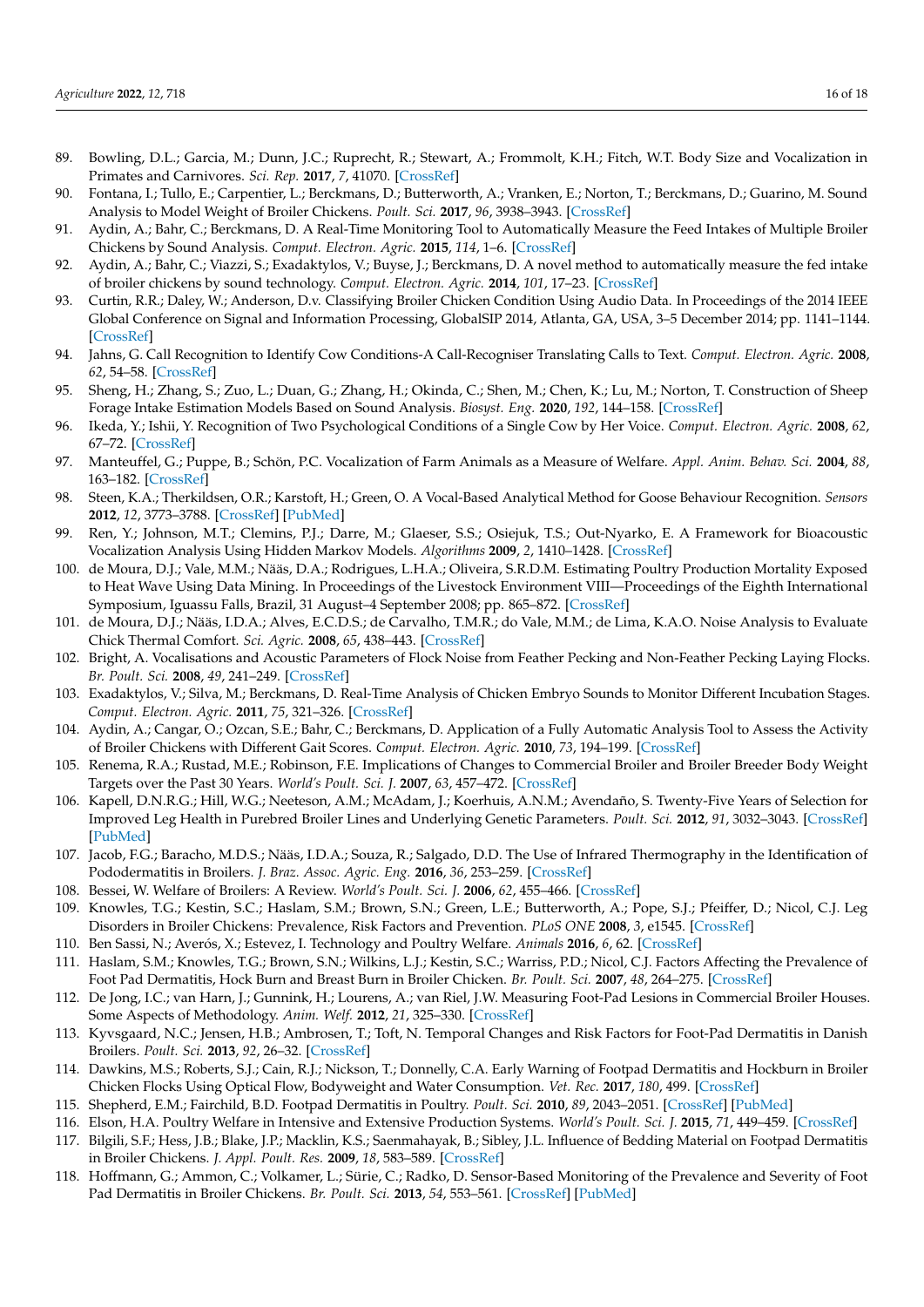89. Bowling, D.L.; Garcia, M.; Dunn, J.C.; Ruprecht, R.; Stewart, A.; Frommolt, K.H.; Fitch, W.T. Body Size and Vocalization in Primates and Carnivores. *Sci. Rep.* **2017**, *7*, 41070. [CrossRef]
90. Fontana, I.; Tullo, E.; Carpentier, L.; Berckmans, D.; Butterworth, A.; Vranken, E.; Norton, T.; Berckmans, D.; Guarino, M. Sound Analysis to Model Weight of Broiler Chickens. *Poult. Sci.* **2017**, *96*, 3938–3943. [CrossRef]
91. Aydin, A.; Bahr, C.; Berckmans, D. A Real-Time Monitoring Tool to Automatically Measure the Feed Intakes of Multiple Broiler Chickens by Sound Analysis. *Comput. Electron. Agric.* **2015**, *114*, 1–6. [CrossRef]
92. Aydin, A.; Bahr, C.; Viazzi, S.; Exadaktylos, V.; Buyse, J.; Berckmans, D. A novel method to automatically measure the fed intake of broiler chickens by sound technology. *Comput. Electron. Agric.* **2014**, *101*, 17–23. [CrossRef]
93. Curtin, R.R.; Daley, W.; Anderson, D.v. Classifying Broiler Chicken Condition Using Audio Data. In Proceedings of the 2014 IEEE Global Conference on Signal and Information Processing, GlobalSIP 2014, Atlanta, GA, USA, 3–5 December 2014; pp. 1141–1144. [CrossRef]
94. Jahns, G. Call Recognition to Identify Cow Conditions-A Call-Recogniser Translating Calls to Text. *Comput. Electron. Agric.* **2008**, *62*, 54–58. [CrossRef]
95. Sheng, H.; Zhang, S.; Zuo, L.; Duan, G.; Zhang, H.; Okinda, C.; Shen, M.; Chen, K.; Lu, M.; Norton, T. Construction of Sheep Forage Intake Estimation Models Based on Sound Analysis. *Biosyst. Eng.* **2020**, *192*, 144–158. [CrossRef]
96. Ikeda, Y.; Ishii, Y. Recognition of Two Psychological Conditions of a Single Cow by Her Voice. *Comput. Electron. Agric.* **2008**, *62*, 67–72. [CrossRef]
97. Manteuffel, G.; Puppe, B.; Schön, P.C. Vocalization of Farm Animals as a Measure of Welfare. *Appl. Anim. Behav. Sci.* **2004**, *88*, 163–182. [CrossRef]
98. Steen, K.A.; Therkildsen, O.R.; Karstoft, H.; Green, O. A Vocal-Based Analytical Method for Goose Behaviour Recognition. *Sensors* **2012**, *12*, 3773–3788. [CrossRef] [PubMed]
99. Ren, Y.; Johnson, M.T.; Clemins, P.J.; Darre, M.; Glaeser, S.S.; Osiejuk, T.S.; Out-Nyarko, E. A Framework for Bioacoustic Vocalization Analysis Using Hidden Markov Models. *Algorithms* **2009**, *2*, 1410–1428. [CrossRef]
100. de Moura, D.J.; Vale, M.M.; Nääs, D.A.; Rodrigues, L.H.A.; Oliveira, S.R.D.M. Estimating Poultry Production Mortality Exposed to Heat Wave Using Data Mining. In Proceedings of the Livestock Environment VIII—Proceedings of the Eighth International Symposium, Iguassu Falls, Brazil, 31 August–4 September 2008; pp. 865–872. [CrossRef]
101. de Moura, D.J.; Nääs, I.D.A.; Alves, E.C.D.S.; de Carvalho, T.M.R.; do Vale, M.M.; de Lima, K.A.O. Noise Analysis to Evaluate Chick Thermal Comfort. *Sci. Agric.* **2008**, *65*, 438–443. [CrossRef]
102. Bright, A. Vocalisations and Acoustic Parameters of Flock Noise from Feather Pecking and Non-Feather Pecking Laying Flocks. *Br. Poult. Sci.* **2008**, *49*, 241–249. [CrossRef]
103. Exadaktylos, V.; Silva, M.; Berckmans, D. Real-Time Analysis of Chicken Embryo Sounds to Monitor Different Incubation Stages. *Comput. Electron. Agric.* **2011**, *75*, 321–326. [CrossRef]
104. Aydin, A.; Cangar, O.; Ozcan, S.E.; Bahr, C.; Berckmans, D. Application of a Fully Automatic Analysis Tool to Assess the Activity of Broiler Chickens with Different Gait Scores. *Comput. Electron. Agric.* **2010**, *73*, 194–199. [CrossRef]
105. Renema, R.A.; Rustad, M.E.; Robinson, F.E. Implications of Changes to Commercial Broiler and Broiler Breeder Body Weight Targets over the Past 30 Years. *World's Poult. Sci. J.* **2007**, *63*, 457–472. [CrossRef]
106. Kapell, D.N.R.G.; Hill, W.G.; Neeteson, A.M.; McAdam, J.; Koerhuis, A.N.M.; Avendaño, S. Twenty-Five Years of Selection for Improved Leg Health in Purebred Broiler Lines and Underlying Genetic Parameters. *Poult. Sci.* **2012**, *91*, 3032–3043. [CrossRef] [PubMed]
107. Jacob, F.G.; Baracho, M.D.S.; Nääs, I.D.A.; Souza, R.; Salgado, D.D. The Use of Infrared Thermography in the Identification of Pododermatitis in Broilers. *J. Braz. Assoc. Agric. Eng.* **2016**, *36*, 253–259. [CrossRef]
108. Bessei, W. Welfare of Broilers: A Review. *World's Poult. Sci. J.* **2006**, *62*, 455–466. [CrossRef]
109. Knowles, T.G.; Kestin, S.C.; Haslam, S.M.; Brown, S.N.; Green, L.E.; Butterworth, A.; Pope, S.J.; Pfeiffer, D.; Nicol, C.J. Leg Disorders in Broiler Chickens: Prevalence, Risk Factors and Prevention. *PLoS ONE* **2008**, *3*, e1545. [CrossRef]
110. Ben Sassi, N.; Averós, X.; Estevez, I. Technology and Poultry Welfare. *Animals* **2016**, *6*, 62. [CrossRef]
111. Haslam, S.M.; Knowles, T.G.; Brown, S.N.; Wilkins, L.J.; Kestin, S.C.; Warriss, P.D.; Nicol, C.J. Factors Affecting the Prevalence of Foot Pad Dermatitis, Hock Burn and Breast Burn in Broiler Chicken. *Br. Poult. Sci.* **2007**, *48*, 264–275. [CrossRef]
112. De Jong, I.C.; van Harn, J.; Gunnink, H.; Lourens, A.; van Riel, J.W. Measuring Foot-Pad Lesions in Commercial Broiler Houses. Some Aspects of Methodology. *Anim. Welf.* **2012**, *21*, 325–330. [CrossRef]
113. Kyvsgaard, N.C.; Jensen, H.B.; Ambrosen, T.; Toft, N. Temporal Changes and Risk Factors for Foot-Pad Dermatitis in Danish Broilers. *Poult. Sci.* **2013**, *92*, 26–32. [CrossRef]
114. Dawkins, M.S.; Roberts, S.J.; Cain, R.J.; Nickson, T.; Donnelly, C.A. Early Warning of Footpad Dermatitis and Hockburn in Broiler Chicken Flocks Using Optical Flow, Bodyweight and Water Consumption. *Vet. Rec.* **2017**, *180*, 499. [CrossRef]
115. Shepherd, E.M.; Fairchild, B.D. Footpad Dermatitis in Poultry. *Poult. Sci.* **2010**, *89*, 2043–2051. [CrossRef] [PubMed]
116. Elson, H.A. Poultry Welfare in Intensive and Extensive Production Systems. *World's Poult. Sci. J.* **2015**, *71*, 449–459. [CrossRef]
117. Bilgili, S.F.; Hess, J.B.; Blake, J.P.; Macklin, K.S.; Saenmahayak, B.; Sibley, J.L. Influence of Bedding Material on Footpad Dermatitis in Broiler Chickens. *J. Appl. Poult. Res.* **2009**, *18*, 583–589. [CrossRef]
118. Hoffmann, G.; Ammon, C.; Volkamer, L.; Sürie, C.; Radko, D. Sensor-Based Monitoring of the Prevalence and Severity of Foot Pad Dermatitis in Broiler Chickens. *Br. Poult. Sci.* **2013**, *54*, 553–561. [CrossRef] [PubMed]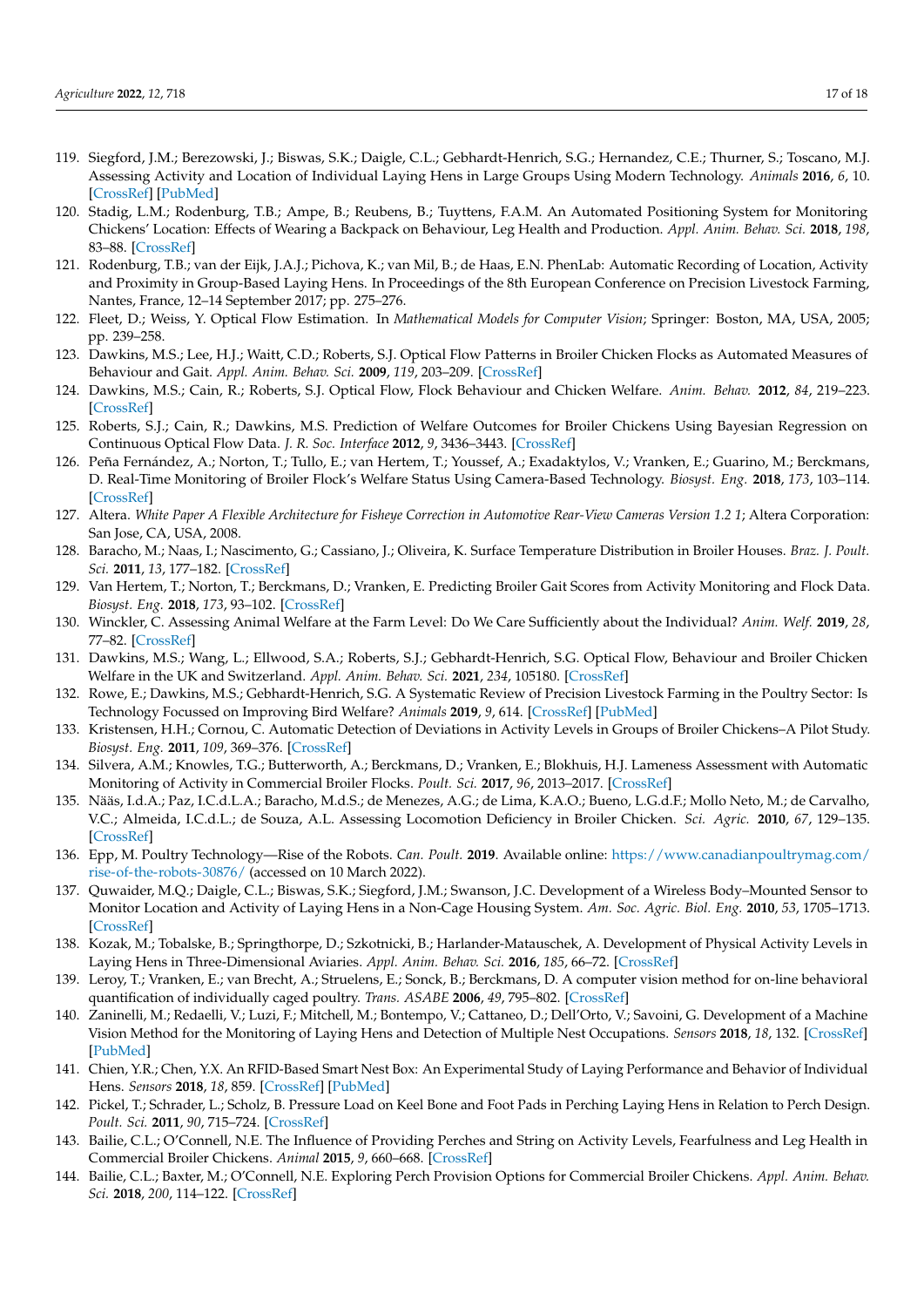119. Siegford, J.M.; Berezowski, J.; Biswas, S.K.; Daigle, C.L.; Gebhardt-Henrich, S.G.; Hernandez, C.E.; Thurner, S.; Toscano, M.J. Assessing Activity and Location of Individual Laying Hens in Large Groups Using Modern Technology. *Animals* **2016**, *6*, 10. [CrossRef] [PubMed]
120. Stadig, L.M.; Rodenburg, T.B.; Ampe, B.; Reubens, B.; Tuyttens, F.A.M. An Automated Positioning System for Monitoring Chickens' Location: Effects of Wearing a Backpack on Behaviour, Leg Health and Production. *Appl. Anim. Behav. Sci.* **2018**, *198*, 83–88. [CrossRef]
121. Rodenburg, T.B.; van der Eijk, J.A.J.; Pichova, K.; van Mil, B.; de Haas, E.N. PhenLab: Automatic Recording of Location, Activity and Proximity in Group-Based Laying Hens. In Proceedings of the 8th European Conference on Precision Livestock Farming, Nantes, France, 12–14 September 2017; pp. 275–276.
122. Fleet, D.; Weiss, Y. Optical Flow Estimation. In *Mathematical Models for Computer Vision*; Springer: Boston, MA, USA, 2005; pp. 239–258.
123. Dawkins, M.S.; Lee, H.J.; Waitt, C.D.; Roberts, S.J. Optical Flow Patterns in Broiler Chicken Flocks as Automated Measures of Behaviour and Gait. *Appl. Anim. Behav. Sci.* **2009**, *119*, 203–209. [CrossRef]
124. Dawkins, M.S.; Cain, R.; Roberts, S.J. Optical Flow, Flock Behaviour and Chicken Welfare. *Anim. Behav.* **2012**, *84*, 219–223. [CrossRef]
125. Roberts, S.J.; Cain, R.; Dawkins, M.S. Prediction of Welfare Outcomes for Broiler Chickens Using Bayesian Regression on Continuous Optical Flow Data. *J. R. Soc. Interface* **2012**, *9*, 3436–3443. [CrossRef]
126. Peña Fernández, A.; Norton, T.; Tullo, E.; van Hertem, T.; Youssef, A.; Exadaktylos, V.; Vranken, E.; Guarino, M.; Berckmans, D. Real-Time Monitoring of Broiler Flock's Welfare Status Using Camera-Based Technology. *Biosyst. Eng.* **2018**, *173*, 103–114. [CrossRef]
127. Altera. *White Paper A Flexible Architecture for Fisheye Correction in Automotive Rear-View Cameras Version 1.2 1*; Altera Corporation: San Jose, CA, USA, 2008.
128. Baracho, M.; Naas, I.; Nascimento, G.; Cassiano, J.; Oliveira, K. Surface Temperature Distribution in Broiler Houses. *Braz. J. Poult. Sci.* **2011**, *13*, 177–182. [CrossRef]
129. Van Hertem, T.; Norton, T.; Berckmans, D.; Vranken, E. Predicting Broiler Gait Scores from Activity Monitoring and Flock Data. *Biosyst. Eng.* **2018**, *173*, 93–102. [CrossRef]
130. Winckler, C. Assessing Animal Welfare at the Farm Level: Do We Care Sufficiently about the Individual? *Anim. Welf.* **2019**, *28*, 77–82. [CrossRef]
131. Dawkins, M.S.; Wang, L.; Ellwood, S.A.; Roberts, S.J.; Gebhardt-Henrich, S.G. Optical Flow, Behaviour and Broiler Chicken Welfare in the UK and Switzerland. *Appl. Anim. Behav. Sci.* **2021**, *234*, 105180. [CrossRef]
132. Rowe, E.; Dawkins, M.S.; Gebhardt-Henrich, S.G. A Systematic Review of Precision Livestock Farming in the Poultry Sector: Is Technology Focussed on Improving Bird Welfare? *Animals* **2019**, *9*, 614. [CrossRef] [PubMed]
133. Kristensen, H.H.; Cornou, C. Automatic Detection of Deviations in Activity Levels in Groups of Broiler Chickens–A Pilot Study. *Biosyst. Eng.* **2011**, *109*, 369–376. [CrossRef]
134. Silvera, A.M.; Knowles, T.G.; Butterworth, A.; Berckmans, D.; Vranken, E.; Blokhuis, H.J. Lameness Assessment with Automatic Monitoring of Activity in Commercial Broiler Flocks. *Poult. Sci.* **2017**, *96*, 2013–2017. [CrossRef]
135. Nääs, I.d.A.; Paz, I.C.d.L.A.; Baracho, M.d.S.; de Menezes, A.G.; de Lima, K.A.O.; Bueno, L.G.d.F.; Mollo Neto, M.; de Carvalho, V.C.; Almeida, I.C.d.L.; de Souza, A.L. Assessing Locomotion Deficiency in Broiler Chicken. *Sci. Agric.* **2010**, *67*, 129–135. [CrossRef]
136. Epp, M. Poultry Technology—Rise of the Robots. *Can. Poult.* **2019**. Available online: https://www.canadianpoultrymag.com/rise-of-the-robots-30876/ (accessed on 10 March 2022).
137. Quwaider, M.Q.; Daigle, C.L.; Biswas, S.K.; Siegford, J.M.; Swanson, J.C. Development of a Wireless Body–Mounted Sensor to Monitor Location and Activity of Laying Hens in a Non-Cage Housing System. *Am. Soc. Agric. Biol. Eng.* **2010**, *53*, 1705–1713. [CrossRef]
138. Kozak, M.; Tobalske, B.; Springthorpe, D.; Szkotnicki, B.; Harlander-Matauschek, A. Development of Physical Activity Levels in Laying Hens in Three-Dimensional Aviaries. *Appl. Anim. Behav. Sci.* **2016**, *185*, 66–72. [CrossRef]
139. Leroy, T.; Vranken, E.; van Brecht, A.; Struelens, E.; Sonck, B.; Berckmans, D. A computer vision method for on-line behavioral quantification of individually caged poultry. *Trans. ASABE* **2006**, *49*, 795–802. [CrossRef]
140. Zaninelli, M.; Redaelli, V.; Luzi, F.; Mitchell, M.; Bontempo, V.; Cattaneo, D.; Dell'Orto, V.; Savoini, G. Development of a Machine Vision Method for the Monitoring of Laying Hens and Detection of Multiple Nest Occupations. *Sensors* **2018**, *18*, 132. [CrossRef] [PubMed]
141. Chien, Y.R.; Chen, Y.X. An RFID-Based Smart Nest Box: An Experimental Study of Laying Performance and Behavior of Individual Hens. *Sensors* **2018**, *18*, 859. [CrossRef] [PubMed]
142. Pickel, T.; Schrader, L.; Scholz, B. Pressure Load on Keel Bone and Foot Pads in Perching Laying Hens in Relation to Perch Design. *Poult. Sci.* **2011**, *90*, 715–724. [CrossRef]
143. Bailie, C.L.; O'Connell, N.E. The Influence of Providing Perches and String on Activity Levels, Fearfulness and Leg Health in Commercial Broiler Chickens. *Animal* **2015**, *9*, 660–668. [CrossRef]
144. Bailie, C.L.; Baxter, M.; O'Connell, N.E. Exploring Perch Provision Options for Commercial Broiler Chickens. *Appl. Anim. Behav. Sci.* **2018**, *200*, 114–122. [CrossRef]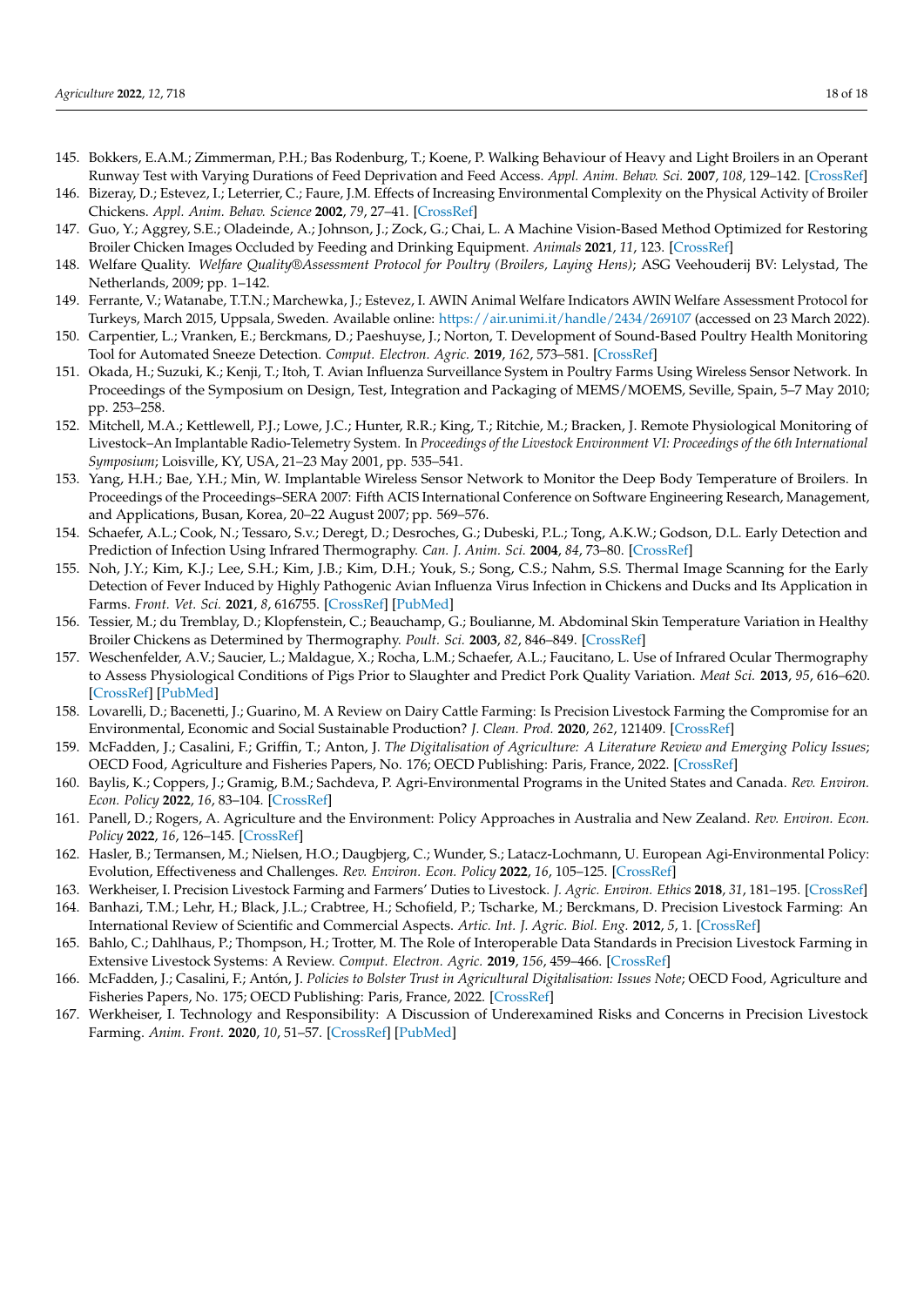145. Bokkers, E.A.M.; Zimmerman, P.H.; Bas Rodenburg, T.; Koene, P. Walking Behaviour of Heavy and Light Broilers in an Operant Runway Test with Varying Durations of Feed Deprivation and Feed Access. *Appl. Anim. Behav. Sci.* **2007**, *108*, 129–142. [CrossRef]
146. Bizeray, D.; Estevez, I.; Leterrier, C.; Faure, J.M. Effects of Increasing Environmental Complexity on the Physical Activity of Broiler Chickens. *Appl. Anim. Behav. Science* **2002**, *79*, 27–41. [CrossRef]
147. Guo, Y.; Aggrey, S.E.; Oladeinde, A.; Johnson, J.; Zock, G.; Chai, L. A Machine Vision-Based Method Optimized for Restoring Broiler Chicken Images Occluded by Feeding and Drinking Equipment. *Animals* **2021**, *11*, 123. [CrossRef]
148. Welfare Quality. *Welfare Quality®Assessment Protocol for Poultry (Broilers, Laying Hens)*; ASG Veehouderij BV: Lelystad, The Netherlands, 2009; pp. 1–142.
149. Ferrante, V.; Watanabe, T.T.N.; Marchewka, J.; Estevez, I. AWIN Animal Welfare Indicators AWIN Welfare Assessment Protocol for Turkeys, March 2015, Uppsala, Sweden. Available online: https://air.unimi.it/handle/2434/269107 (accessed on 23 March 2022).
150. Carpentier, L.; Vranken, E.; Berckmans, D.; Paeshuyse, J.; Norton, T. Development of Sound-Based Poultry Health Monitoring Tool for Automated Sneeze Detection. *Comput. Electron. Agric.* **2019**, *162*, 573–581. [CrossRef]
151. Okada, H.; Suzuki, K.; Kenji, T.; Itoh, T. Avian Influenza Surveillance System in Poultry Farms Using Wireless Sensor Network. In Proceedings of the Symposium on Design, Test, Integration and Packaging of MEMS/MOEMS, Seville, Spain, 5–7 May 2010; pp. 253–258.
152. Mitchell, M.A.; Kettlewell, P.J.; Lowe, J.C.; Hunter, R.R.; King, T.; Ritchie, M.; Bracken, J. Remote Physiological Monitoring of Livestock–An Implantable Radio-Telemetry System. In *Proceedings of the Livestock Environment VI: Proceedings of the 6th International Symposium*; Loisville, KY, USA, 21–23 May 2001, pp. 535–541.
153. Yang, H.H.; Bae, Y.H.; Min, W. Implantable Wireless Sensor Network to Monitor the Deep Body Temperature of Broilers. In Proceedings of the Proceedings–SERA 2007: Fifth ACIS International Conference on Software Engineering Research, Management, and Applications, Busan, Korea, 20–22 August 2007; pp. 569–576.
154. Schaefer, A.L.; Cook, N.; Tessaro, S.v.; Deregt, D.; Desroches, G.; Dubeski, P.L.; Tong, A.K.W.; Godson, D.L. Early Detection and Prediction of Infection Using Infrared Thermography. *Can. J. Anim. Sci.* **2004**, *84*, 73–80. [CrossRef]
155. Noh, J.Y.; Kim, K.J.; Lee, S.H.; Kim, J.B.; Kim, D.H.; Youk, S.; Song, C.S.; Nahm, S.S. Thermal Image Scanning for the Early Detection of Fever Induced by Highly Pathogenic Avian Influenza Virus Infection in Chickens and Ducks and Its Application in Farms. *Front. Vet. Sci.* **2021**, *8*, 616755. [CrossRef] [PubMed]
156. Tessier, M.; du Tremblay, D.; Klopfenstein, C.; Beauchamp, G.; Boulianne, M. Abdominal Skin Temperature Variation in Healthy Broiler Chickens as Determined by Thermography. *Poult. Sci.* **2003**, *82*, 846–849. [CrossRef]
157. Weschenfelder, A.V.; Saucier, L.; Maldague, X.; Rocha, L.M.; Schaefer, A.L.; Faucitano, L. Use of Infrared Ocular Thermography to Assess Physiological Conditions of Pigs Prior to Slaughter and Predict Pork Quality Variation. *Meat Sci.* **2013**, *95*, 616–620. [CrossRef] [PubMed]
158. Lovarelli, D.; Bacenetti, J.; Guarino, M. A Review on Dairy Cattle Farming: Is Precision Livestock Farming the Compromise for an Environmental, Economic and Social Sustainable Production? *J. Clean. Prod.* **2020**, *262*, 121409. [CrossRef]
159. McFadden, J.; Casalini, F.; Griffin, T.; Anton, J. *The Digitalisation of Agriculture: A Literature Review and Emerging Policy Issues*; OECD Food, Agriculture and Fisheries Papers, No. 176; OECD Publishing: Paris, France, 2022. [CrossRef]
160. Baylis, K.; Coppers, J.; Gramig, B.M.; Sachdeva, P. Agri-Environmental Programs in the United States and Canada. *Rev. Environ. Econ. Policy* **2022**, *16*, 83–104. [CrossRef]
161. Panell, D.; Rogers, A. Agriculture and the Environment: Policy Approaches in Australia and New Zealand. *Rev. Environ. Econ. Policy* **2022**, *16*, 126–145. [CrossRef]
162. Hasler, B.; Termansen, M.; Nielsen, H.O.; Daugbjerg, C.; Wunder, S.; Latacz-Lochmann, U. European Agi-Environmental Policy: Evolution, Effectiveness and Challenges. *Rev. Environ. Econ. Policy* **2022**, *16*, 105–125. [CrossRef]
163. Werkheiser, I. Precision Livestock Farming and Farmers' Duties to Livestock. *J. Agric. Environ. Ethics* **2018**, *31*, 181–195. [CrossRef]
164. Banhazi, T.M.; Lehr, H.; Black, J.L.; Crabtree, H.; Schofield, P.; Tscharke, M.; Berckmans, D. Precision Livestock Farming: An International Review of Scientific and Commercial Aspects. *Artic. Int. J. Agric. Biol. Eng.* **2012**, *5*, 1. [CrossRef]
165. Bahlo, C.; Dahlhaus, P.; Thompson, H.; Trotter, M. The Role of Interoperable Data Standards in Precision Livestock Farming in Extensive Livestock Systems: A Review. *Comput. Electron. Agric.* **2019**, *156*, 459–466. [CrossRef]
166. McFadden, J.; Casalini, F.; Antón, J. *Policies to Bolster Trust in Agricultural Digitalisation: Issues Note*; OECD Food, Agriculture and Fisheries Papers, No. 175; OECD Publishing: Paris, France, 2022. [CrossRef]
167. Werkheiser, I. Technology and Responsibility: A Discussion of Underexamined Risks and Concerns in Precision Livestock Farming. *Anim. Front.* **2020**, *10*, 51–57. [CrossRef] [PubMed]